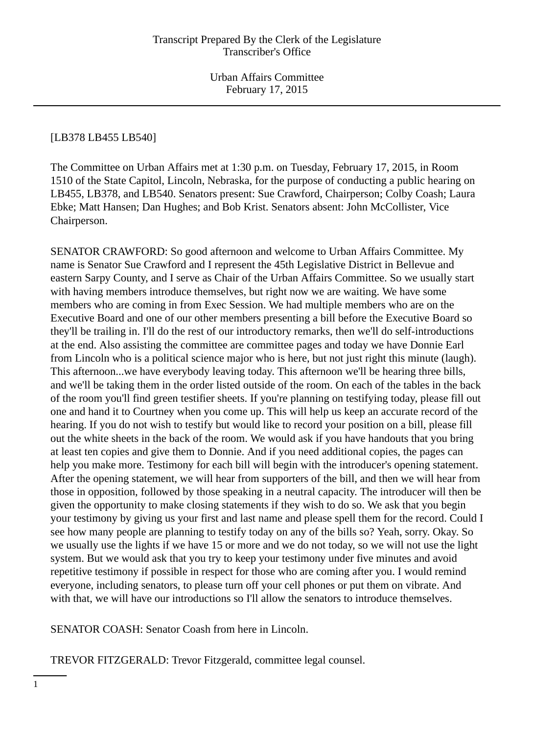Transcript Prepared By the Clerk of the Legislature
Transcriber's Office

Urban Affairs Committee
February 17, 2015

---

[LB378 LB455 LB540]

The Committee on Urban Affairs met at 1:30 p.m. on Tuesday, February 17, 2015, in Room 1510 of the State Capitol, Lincoln, Nebraska, for the purpose of conducting a public hearing on LB455, LB378, and LB540. Senators present: Sue Crawford, Chairperson; Colby Coash; Laura Ebke; Matt Hansen; Dan Hughes; and Bob Krist. Senators absent: John McCollister, Vice Chairperson.

SENATOR CRAWFORD: So good afternoon and welcome to Urban Affairs Committee. My name is Senator Sue Crawford and I represent the 45th Legislative District in Bellevue and eastern Sarpy County, and I serve as Chair of the Urban Affairs Committee. So we usually start with having members introduce themselves, but right now we are waiting. We have some members who are coming in from Exec Session. We had multiple members who are on the Executive Board and one of our other members presenting a bill before the Executive Board so they'll be trailing in. I'll do the rest of our introductory remarks, then we'll do self-introductions at the end. Also assisting the committee are committee pages and today we have Donnie Earl from Lincoln who is a political science major who is here, but not just right this minute (laugh). This afternoon...we have everybody leaving today. This afternoon we'll be hearing three bills, and we'll be taking them in the order listed outside of the room. On each of the tables in the back of the room you'll find green testifier sheets. If you're planning on testifying today, please fill out one and hand it to Courtney when you come up. This will help us keep an accurate record of the hearing. If you do not wish to testify but would like to record your position on a bill, please fill out the white sheets in the back of the room. We would ask if you have handouts that you bring at least ten copies and give them to Donnie. And if you need additional copies, the pages can help you make more. Testimony for each bill will begin with the introducer's opening statement. After the opening statement, we will hear from supporters of the bill, and then we will hear from those in opposition, followed by those speaking in a neutral capacity. The introducer will then be given the opportunity to make closing statements if they wish to do so. We ask that you begin your testimony by giving us your first and last name and please spell them for the record. Could I see how many people are planning to testify today on any of the bills so? Yeah, sorry. Okay. So we usually use the lights if we have 15 or more and we do not today, so we will not use the light system. But we would ask that you try to keep your testimony under five minutes and avoid repetitive testimony if possible in respect for those who are coming after you. I would remind everyone, including senators, to please turn off your cell phones or put them on vibrate. And with that, we will have our introductions so I'll allow the senators to introduce themselves.

SENATOR COASH: Senator Coash from here in Lincoln.

TREVOR FITZGERALD: Trevor Fitzgerald, committee legal counsel.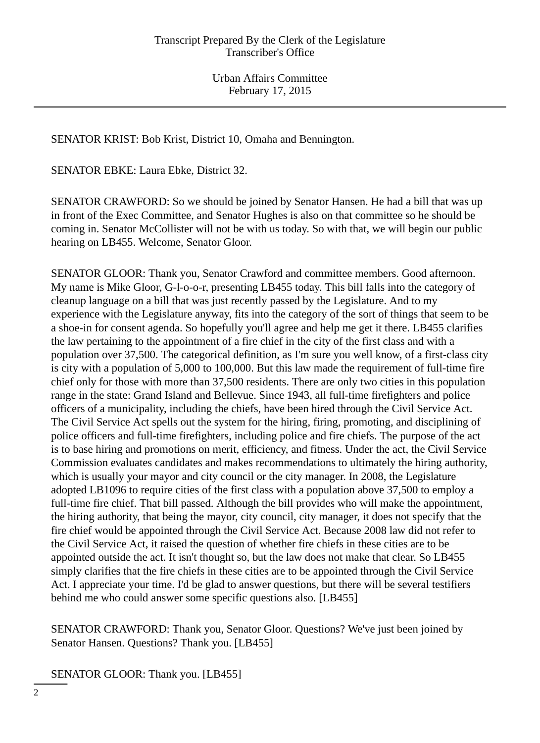SENATOR KRIST: Bob Krist, District 10, Omaha and Bennington.

SENATOR EBKE: Laura Ebke, District 32.

SENATOR CRAWFORD: So we should be joined by Senator Hansen. He had a bill that was up in front of the Exec Committee, and Senator Hughes is also on that committee so he should be coming in. Senator McCollister will not be with us today. So with that, we will begin our public hearing on LB455. Welcome, Senator Gloor.

SENATOR GLOOR: Thank you, Senator Crawford and committee members. Good afternoon. My name is Mike Gloor, G-l-o-o-r, presenting LB455 today. This bill falls into the category of cleanup language on a bill that was just recently passed by the Legislature. And to my experience with the Legislature anyway, fits into the category of the sort of things that seem to be a shoe-in for consent agenda. So hopefully you'll agree and help me get it there. LB455 clarifies the law pertaining to the appointment of a fire chief in the city of the first class and with a population over 37,500. The categorical definition, as I'm sure you well know, of a first-class city is city with a population of 5,000 to 100,000. But this law made the requirement of full-time fire chief only for those with more than 37,500 residents. There are only two cities in this population range in the state: Grand Island and Bellevue. Since 1943, all full-time firefighters and police officers of a municipality, including the chiefs, have been hired through the Civil Service Act. The Civil Service Act spells out the system for the hiring, firing, promoting, and disciplining of police officers and full-time firefighters, including police and fire chiefs. The purpose of the act is to base hiring and promotions on merit, efficiency, and fitness. Under the act, the Civil Service Commission evaluates candidates and makes recommendations to ultimately the hiring authority, which is usually your mayor and city council or the city manager. In 2008, the Legislature adopted LB1096 to require cities of the first class with a population above 37,500 to employ a full-time fire chief. That bill passed. Although the bill provides who will make the appointment, the hiring authority, that being the mayor, city council, city manager, it does not specify that the fire chief would be appointed through the Civil Service Act. Because 2008 law did not refer to the Civil Service Act, it raised the question of whether fire chiefs in these cities are to be appointed outside the act. It isn't thought so, but the law does not make that clear. So LB455 simply clarifies that the fire chiefs in these cities are to be appointed through the Civil Service Act. I appreciate your time. I'd be glad to answer questions, but there will be several testifiers behind me who could answer some specific questions also. [LB455]

SENATOR CRAWFORD: Thank you, Senator Gloor. Questions? We've just been joined by Senator Hansen. Questions? Thank you. [LB455]

SENATOR GLOOR: Thank you. [LB455]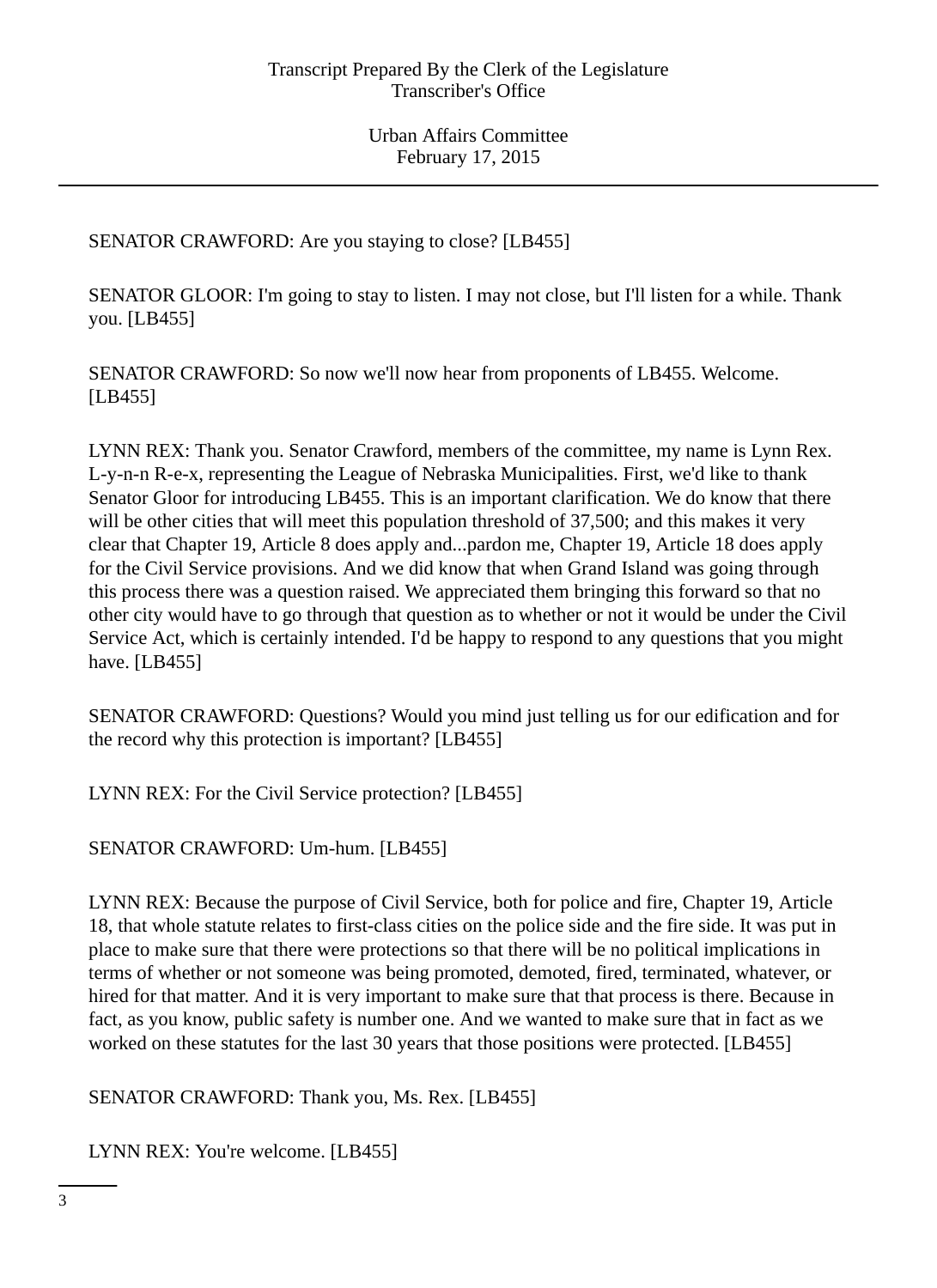SENATOR CRAWFORD: Are you staying to close? [LB455]

SENATOR GLOOR: I'm going to stay to listen. I may not close, but I'll listen for a while. Thank you. [LB455]

SENATOR CRAWFORD: So now we'll now hear from proponents of LB455. Welcome. [LB455]

LYNN REX: Thank you. Senator Crawford, members of the committee, my name is Lynn Rex. L-y-n-n R-e-x, representing the League of Nebraska Municipalities. First, we'd like to thank Senator Gloor for introducing LB455. This is an important clarification. We do know that there will be other cities that will meet this population threshold of 37,500; and this makes it very clear that Chapter 19, Article 8 does apply and...pardon me, Chapter 19, Article 18 does apply for the Civil Service provisions. And we did know that when Grand Island was going through this process there was a question raised. We appreciated them bringing this forward so that no other city would have to go through that question as to whether or not it would be under the Civil Service Act, which is certainly intended. I'd be happy to respond to any questions that you might have. [LB455]

SENATOR CRAWFORD: Questions? Would you mind just telling us for our edification and for the record why this protection is important? [LB455]

LYNN REX: For the Civil Service protection? [LB455]

SENATOR CRAWFORD: Um-hum. [LB455]

LYNN REX: Because the purpose of Civil Service, both for police and fire, Chapter 19, Article 18, that whole statute relates to first-class cities on the police side and the fire side. It was put in place to make sure that there were protections so that there will be no political implications in terms of whether or not someone was being promoted, demoted, fired, terminated, whatever, or hired for that matter. And it is very important to make sure that that process is there. Because in fact, as you know, public safety is number one. And we wanted to make sure that in fact as we worked on these statutes for the last 30 years that those positions were protected. [LB455]

SENATOR CRAWFORD: Thank you, Ms. Rex. [LB455]

LYNN REX: You're welcome. [LB455]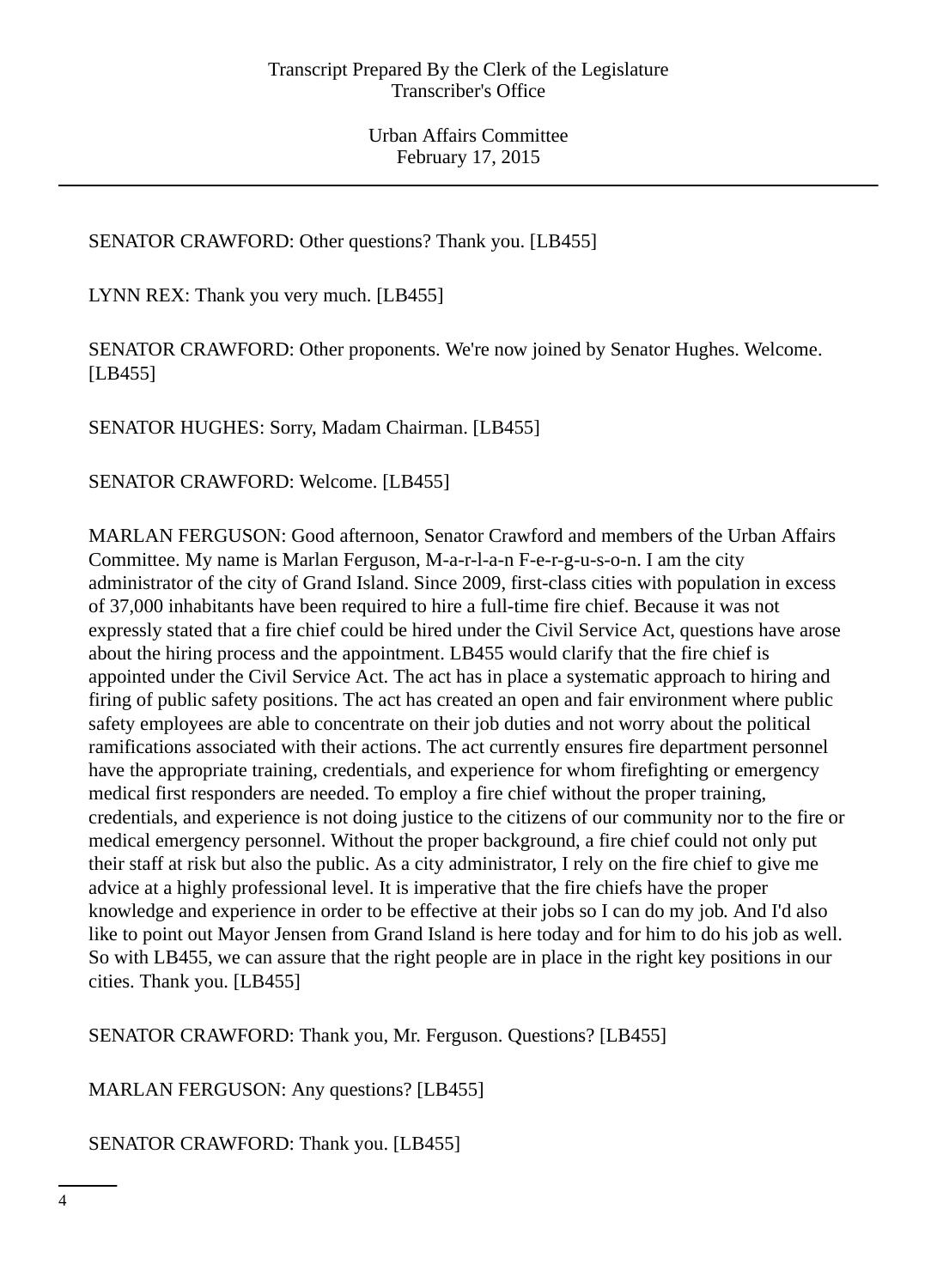SENATOR CRAWFORD: Other questions? Thank you. [LB455]

LYNN REX: Thank you very much. [LB455]

SENATOR CRAWFORD: Other proponents. We're now joined by Senator Hughes. Welcome. [LB455]

SENATOR HUGHES: Sorry, Madam Chairman. [LB455]

SENATOR CRAWFORD: Welcome. [LB455]

MARLAN FERGUSON: Good afternoon, Senator Crawford and members of the Urban Affairs Committee. My name is Marlan Ferguson, M-a-r-l-a-n F-e-r-g-u-s-o-n. I am the city administrator of the city of Grand Island. Since 2009, first-class cities with population in excess of 37,000 inhabitants have been required to hire a full-time fire chief. Because it was not expressly stated that a fire chief could be hired under the Civil Service Act, questions have arose about the hiring process and the appointment. LB455 would clarify that the fire chief is appointed under the Civil Service Act. The act has in place a systematic approach to hiring and firing of public safety positions. The act has created an open and fair environment where public safety employees are able to concentrate on their job duties and not worry about the political ramifications associated with their actions. The act currently ensures fire department personnel have the appropriate training, credentials, and experience for whom firefighting or emergency medical first responders are needed. To employ a fire chief without the proper training, credentials, and experience is not doing justice to the citizens of our community nor to the fire or medical emergency personnel. Without the proper background, a fire chief could not only put their staff at risk but also the public. As a city administrator, I rely on the fire chief to give me advice at a highly professional level. It is imperative that the fire chiefs have the proper knowledge and experience in order to be effective at their jobs so I can do my job. And I'd also like to point out Mayor Jensen from Grand Island is here today and for him to do his job as well. So with LB455, we can assure that the right people are in place in the right key positions in our cities. Thank you. [LB455]

SENATOR CRAWFORD: Thank you, Mr. Ferguson. Questions? [LB455]

MARLAN FERGUSON: Any questions? [LB455]

SENATOR CRAWFORD: Thank you. [LB455]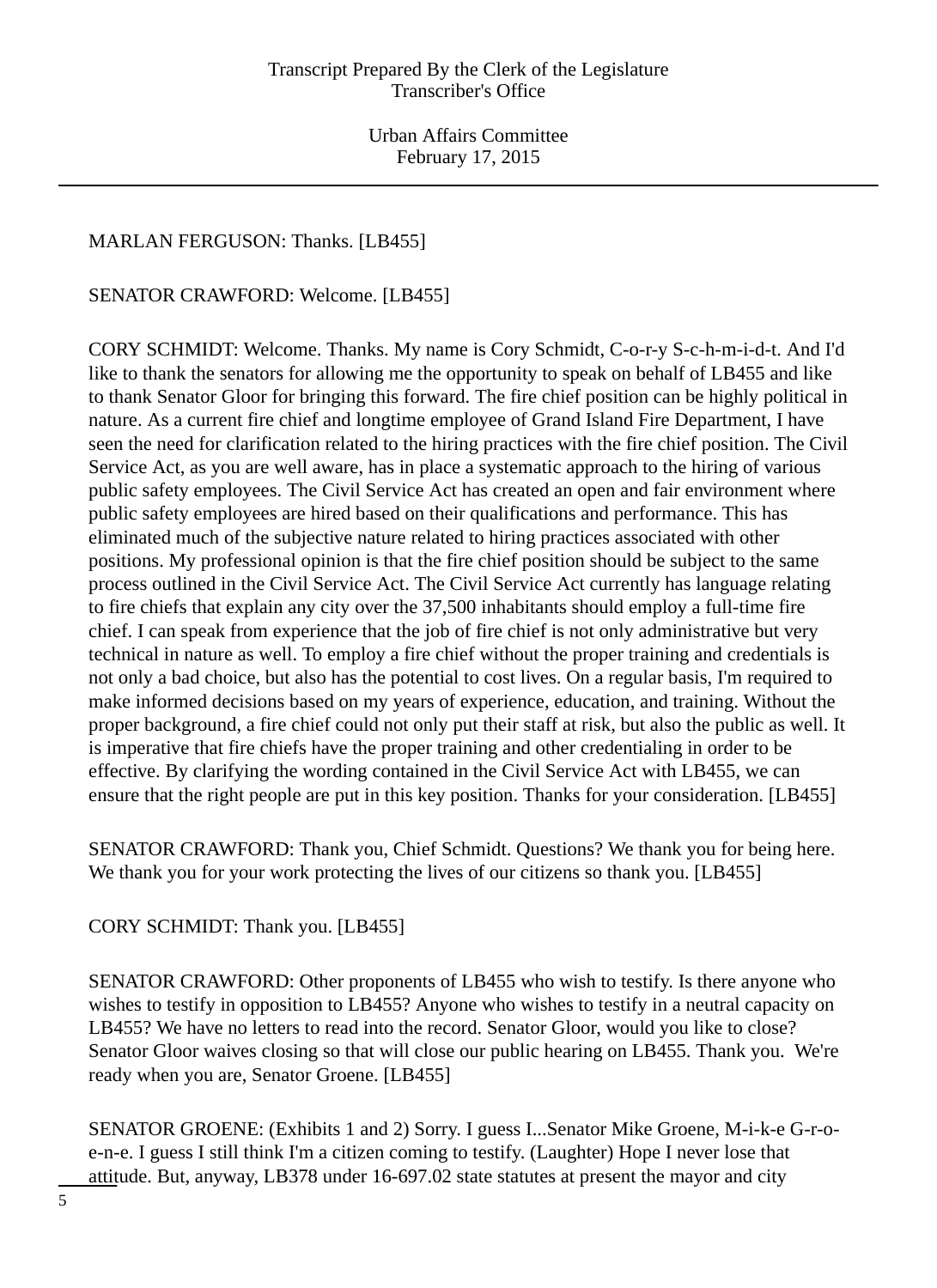MARLAN FERGUSON: Thanks. [LB455]

SENATOR CRAWFORD: Welcome. [LB455]

CORY SCHMIDT: Welcome. Thanks. My name is Cory Schmidt, C-o-r-y S-c-h-m-i-d-t. And I'd like to thank the senators for allowing me the opportunity to speak on behalf of LB455 and like to thank Senator Gloor for bringing this forward. The fire chief position can be highly political in nature. As a current fire chief and longtime employee of Grand Island Fire Department, I have seen the need for clarification related to the hiring practices with the fire chief position. The Civil Service Act, as you are well aware, has in place a systematic approach to the hiring of various public safety employees. The Civil Service Act has created an open and fair environment where public safety employees are hired based on their qualifications and performance. This has eliminated much of the subjective nature related to hiring practices associated with other positions. My professional opinion is that the fire chief position should be subject to the same process outlined in the Civil Service Act. The Civil Service Act currently has language relating to fire chiefs that explain any city over the 37,500 inhabitants should employ a full-time fire chief. I can speak from experience that the job of fire chief is not only administrative but very technical in nature as well. To employ a fire chief without the proper training and credentials is not only a bad choice, but also has the potential to cost lives. On a regular basis, I'm required to make informed decisions based on my years of experience, education, and training. Without the proper background, a fire chief could not only put their staff at risk, but also the public as well. It is imperative that fire chiefs have the proper training and other credentialing in order to be effective. By clarifying the wording contained in the Civil Service Act with LB455, we can ensure that the right people are put in this key position. Thanks for your consideration. [LB455]

SENATOR CRAWFORD: Thank you, Chief Schmidt. Questions? We thank you for being here. We thank you for your work protecting the lives of our citizens so thank you. [LB455]

CORY SCHMIDT: Thank you. [LB455]

SENATOR CRAWFORD: Other proponents of LB455 who wish to testify. Is there anyone who wishes to testify in opposition to LB455? Anyone who wishes to testify in a neutral capacity on LB455? We have no letters to read into the record. Senator Gloor, would you like to close? Senator Gloor waives closing so that will close our public hearing on LB455. Thank you. We're ready when you are, Senator Groene. [LB455]

SENATOR GROENE: (Exhibits 1 and 2) Sorry. I guess I...Senator Mike Groene, M-i-k-e G-r-o-e-n-e. I guess I still think I'm a citizen coming to testify. (Laughter) Hope I never lose that attitude. But, anyway, LB378 under 16-697.02 state statutes at present the mayor and city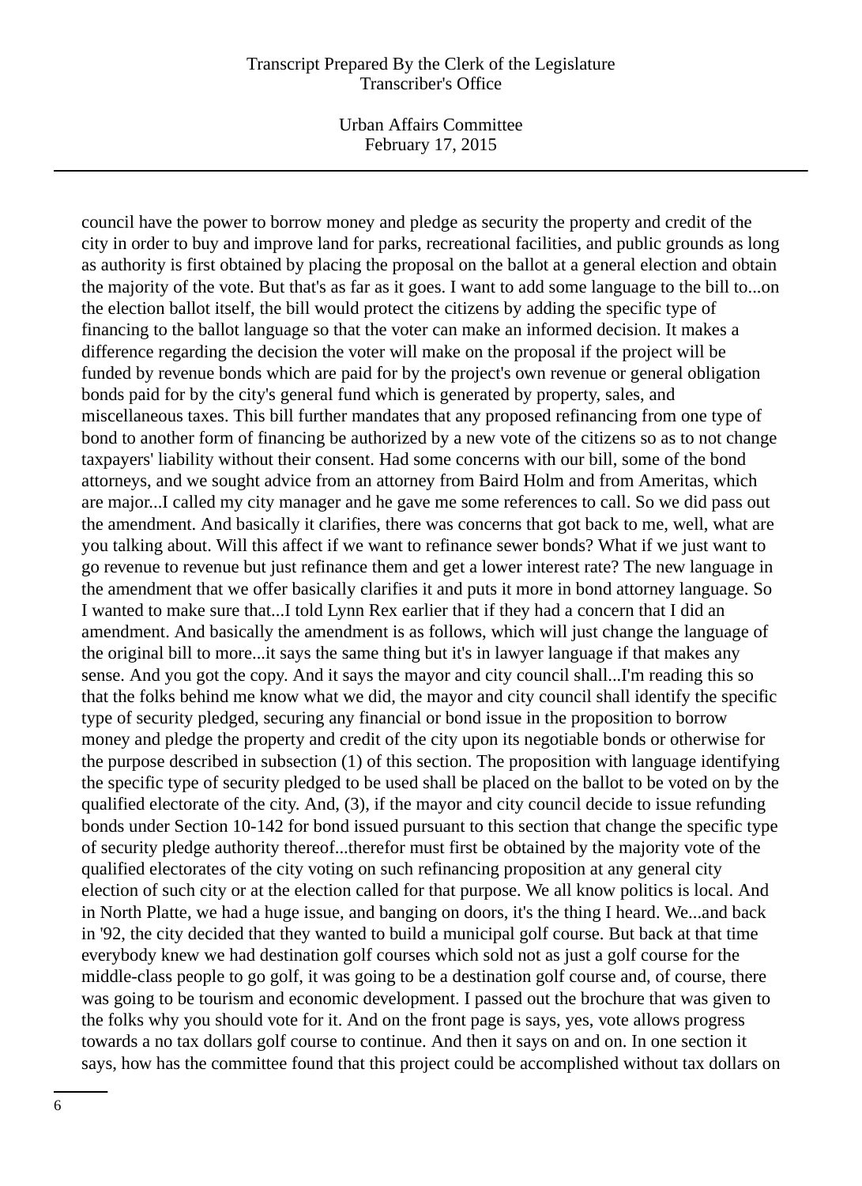council have the power to borrow money and pledge as security the property and credit of the city in order to buy and improve land for parks, recreational facilities, and public grounds as long as authority is first obtained by placing the proposal on the ballot at a general election and obtain the majority of the vote. But that's as far as it goes. I want to add some language to the bill to...on the election ballot itself, the bill would protect the citizens by adding the specific type of financing to the ballot language so that the voter can make an informed decision. It makes a difference regarding the decision the voter will make on the proposal if the project will be funded by revenue bonds which are paid for by the project's own revenue or general obligation bonds paid for by the city's general fund which is generated by property, sales, and miscellaneous taxes. This bill further mandates that any proposed refinancing from one type of bond to another form of financing be authorized by a new vote of the citizens so as to not change taxpayers' liability without their consent. Had some concerns with our bill, some of the bond attorneys, and we sought advice from an attorney from Baird Holm and from Ameritas, which are major...I called my city manager and he gave me some references to call. So we did pass out the amendment. And basically it clarifies, there was concerns that got back to me, well, what are you talking about. Will this affect if we want to refinance sewer bonds? What if we just want to go revenue to revenue but just refinance them and get a lower interest rate? The new language in the amendment that we offer basically clarifies it and puts it more in bond attorney language. So I wanted to make sure that...I told Lynn Rex earlier that if they had a concern that I did an amendment. And basically the amendment is as follows, which will just change the language of the original bill to more...it says the same thing but it's in lawyer language if that makes any sense. And you got the copy. And it says the mayor and city council shall...I'm reading this so that the folks behind me know what we did, the mayor and city council shall identify the specific type of security pledged, securing any financial or bond issue in the proposition to borrow money and pledge the property and credit of the city upon its negotiable bonds or otherwise for the purpose described in subsection (1) of this section. The proposition with language identifying the specific type of security pledged to be used shall be placed on the ballot to be voted on by the qualified electorate of the city. And, (3), if the mayor and city council decide to issue refunding bonds under Section 10-142 for bond issued pursuant to this section that change the specific type of security pledge authority thereof...therefor must first be obtained by the majority vote of the qualified electorates of the city voting on such refinancing proposition at any general city election of such city or at the election called for that purpose. We all know politics is local. And in North Platte, we had a huge issue, and banging on doors, it's the thing I heard. We...and back in '92, the city decided that they wanted to build a municipal golf course. But back at that time everybody knew we had destination golf courses which sold not as just a golf course for the middle-class people to go golf, it was going to be a destination golf course and, of course, there was going to be tourism and economic development. I passed out the brochure that was given to the folks why you should vote for it. And on the front page is says, yes, vote allows progress towards a no tax dollars golf course to continue. And then it says on and on. In one section it says, how has the committee found that this project could be accomplished without tax dollars on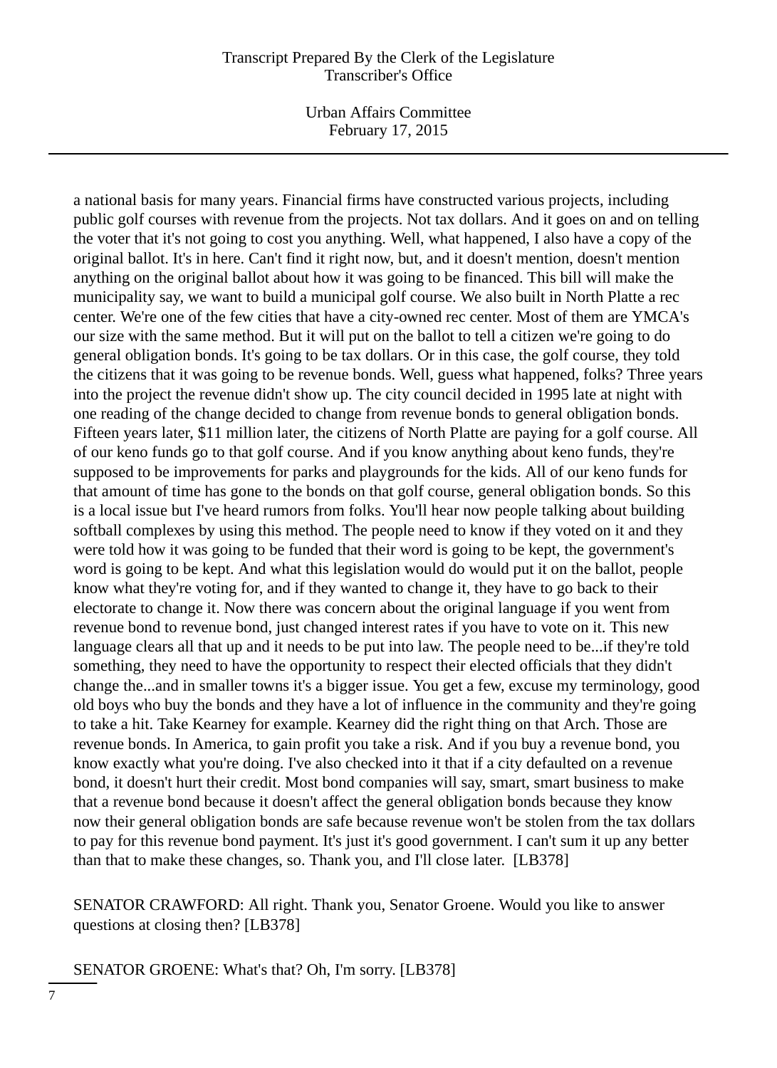a national basis for many years. Financial firms have constructed various projects, including public golf courses with revenue from the projects. Not tax dollars. And it goes on and on telling the voter that it's not going to cost you anything. Well, what happened, I also have a copy of the original ballot. It's in here. Can't find it right now, but, and it doesn't mention, doesn't mention anything on the original ballot about how it was going to be financed. This bill will make the municipality say, we want to build a municipal golf course. We also built in North Platte a rec center. We're one of the few cities that have a city-owned rec center. Most of them are YMCA's our size with the same method. But it will put on the ballot to tell a citizen we're going to do general obligation bonds. It's going to be tax dollars. Or in this case, the golf course, they told the citizens that it was going to be revenue bonds. Well, guess what happened, folks? Three years into the project the revenue didn't show up. The city council decided in 1995 late at night with one reading of the change decided to change from revenue bonds to general obligation bonds. Fifteen years later, $11 million later, the citizens of North Platte are paying for a golf course. All of our keno funds go to that golf course. And if you know anything about keno funds, they're supposed to be improvements for parks and playgrounds for the kids. All of our keno funds for that amount of time has gone to the bonds on that golf course, general obligation bonds. So this is a local issue but I've heard rumors from folks. You'll hear now people talking about building softball complexes by using this method. The people need to know if they voted on it and they were told how it was going to be funded that their word is going to be kept, the government's word is going to be kept. And what this legislation would do would put it on the ballot, people know what they're voting for, and if they wanted to change it, they have to go back to their electorate to change it. Now there was concern about the original language if you went from revenue bond to revenue bond, just changed interest rates if you have to vote on it. This new language clears all that up and it needs to be put into law. The people need to be...if they're told something, they need to have the opportunity to respect their elected officials that they didn't change the...and in smaller towns it's a bigger issue. You get a few, excuse my terminology, good old boys who buy the bonds and they have a lot of influence in the community and they're going to take a hit. Take Kearney for example. Kearney did the right thing on that Arch. Those are revenue bonds. In America, to gain profit you take a risk. And if you buy a revenue bond, you know exactly what you're doing. I've also checked into it that if a city defaulted on a revenue bond, it doesn't hurt their credit. Most bond companies will say, smart, smart business to make that a revenue bond because it doesn't affect the general obligation bonds because they know now their general obligation bonds are safe because revenue won't be stolen from the tax dollars to pay for this revenue bond payment. It's just it's good government. I can't sum it up any better than that to make these changes, so. Thank you, and I'll close later. [LB378]

SENATOR CRAWFORD: All right. Thank you, Senator Groene. Would you like to answer questions at closing then? [LB378]

SENATOR GROENE: What's that? Oh, I'm sorry. [LB378]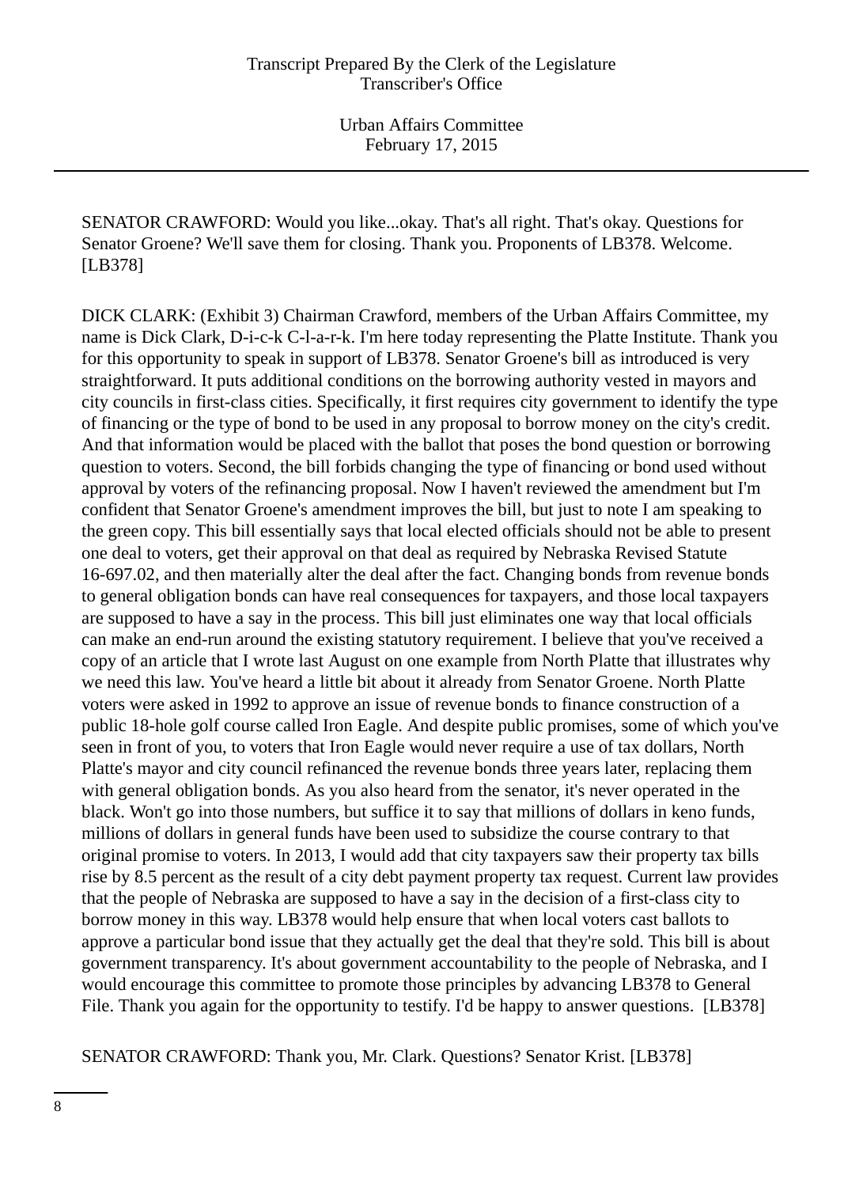SENATOR CRAWFORD: Would you like...okay. That's all right. That's okay. Questions for Senator Groene? We'll save them for closing. Thank you. Proponents of LB378. Welcome. [LB378]

DICK CLARK: (Exhibit 3) Chairman Crawford, members of the Urban Affairs Committee, my name is Dick Clark, D-i-c-k C-l-a-r-k. I'm here today representing the Platte Institute. Thank you for this opportunity to speak in support of LB378. Senator Groene's bill as introduced is very straightforward. It puts additional conditions on the borrowing authority vested in mayors and city councils in first-class cities. Specifically, it first requires city government to identify the type of financing or the type of bond to be used in any proposal to borrow money on the city's credit. And that information would be placed with the ballot that poses the bond question or borrowing question to voters. Second, the bill forbids changing the type of financing or bond used without approval by voters of the refinancing proposal. Now I haven't reviewed the amendment but I'm confident that Senator Groene's amendment improves the bill, but just to note I am speaking to the green copy. This bill essentially says that local elected officials should not be able to present one deal to voters, get their approval on that deal as required by Nebraska Revised Statute 16-697.02, and then materially alter the deal after the fact. Changing bonds from revenue bonds to general obligation bonds can have real consequences for taxpayers, and those local taxpayers are supposed to have a say in the process. This bill just eliminates one way that local officials can make an end-run around the existing statutory requirement. I believe that you've received a copy of an article that I wrote last August on one example from North Platte that illustrates why we need this law. You've heard a little bit about it already from Senator Groene. North Platte voters were asked in 1992 to approve an issue of revenue bonds to finance construction of a public 18-hole golf course called Iron Eagle. And despite public promises, some of which you've seen in front of you, to voters that Iron Eagle would never require a use of tax dollars, North Platte's mayor and city council refinanced the revenue bonds three years later, replacing them with general obligation bonds. As you also heard from the senator, it's never operated in the black. Won't go into those numbers, but suffice it to say that millions of dollars in keno funds, millions of dollars in general funds have been used to subsidize the course contrary to that original promise to voters. In 2013, I would add that city taxpayers saw their property tax bills rise by 8.5 percent as the result of a city debt payment property tax request. Current law provides that the people of Nebraska are supposed to have a say in the decision of a first-class city to borrow money in this way. LB378 would help ensure that when local voters cast ballots to approve a particular bond issue that they actually get the deal that they're sold. This bill is about government transparency. It's about government accountability to the people of Nebraska, and I would encourage this committee to promote those principles by advancing LB378 to General File. Thank you again for the opportunity to testify. I'd be happy to answer questions. [LB378]

SENATOR CRAWFORD: Thank you, Mr. Clark. Questions? Senator Krist. [LB378]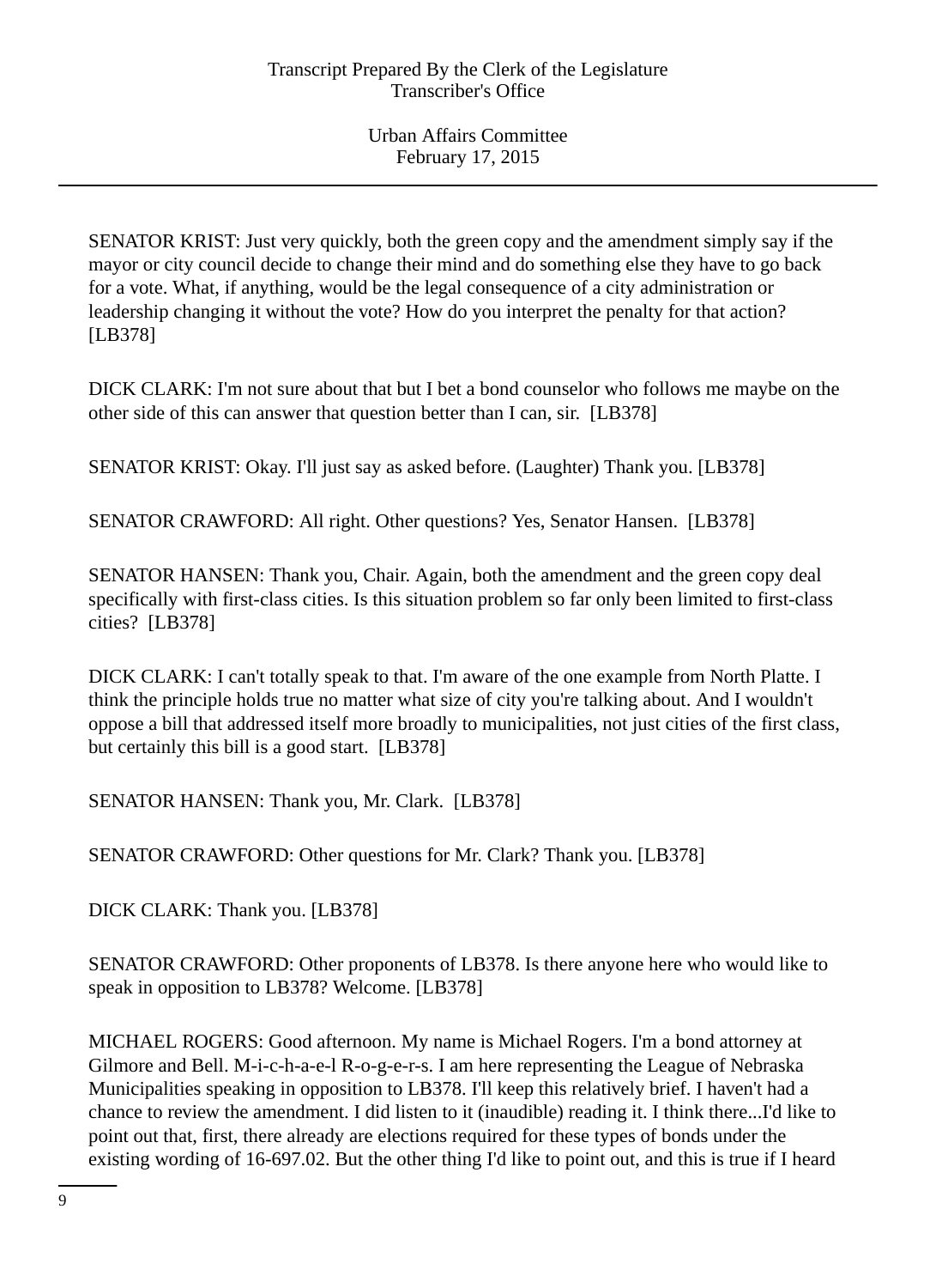SENATOR KRIST: Just very quickly, both the green copy and the amendment simply say if the mayor or city council decide to change their mind and do something else they have to go back for a vote. What, if anything, would be the legal consequence of a city administration or leadership changing it without the vote? How do you interpret the penalty for that action? [LB378]

DICK CLARK: I'm not sure about that but I bet a bond counselor who follows me maybe on the other side of this can answer that question better than I can, sir. [LB378]

SENATOR KRIST: Okay. I'll just say as asked before. (Laughter) Thank you. [LB378]

SENATOR CRAWFORD: All right. Other questions? Yes, Senator Hansen. [LB378]

SENATOR HANSEN: Thank you, Chair. Again, both the amendment and the green copy deal specifically with first-class cities. Is this situation problem so far only been limited to first-class cities? [LB378]

DICK CLARK: I can't totally speak to that. I'm aware of the one example from North Platte. I think the principle holds true no matter what size of city you're talking about. And I wouldn't oppose a bill that addressed itself more broadly to municipalities, not just cities of the first class, but certainly this bill is a good start. [LB378]

SENATOR HANSEN: Thank you, Mr. Clark. [LB378]

SENATOR CRAWFORD: Other questions for Mr. Clark? Thank you. [LB378]

DICK CLARK: Thank you. [LB378]

SENATOR CRAWFORD: Other proponents of LB378. Is there anyone here who would like to speak in opposition to LB378? Welcome. [LB378]

MICHAEL ROGERS: Good afternoon. My name is Michael Rogers. I'm a bond attorney at Gilmore and Bell. M-i-c-h-a-e-l R-o-g-e-r-s. I am here representing the League of Nebraska Municipalities speaking in opposition to LB378. I'll keep this relatively brief. I haven't had a chance to review the amendment. I did listen to it (inaudible) reading it. I think there...I'd like to point out that, first, there already are elections required for these types of bonds under the existing wording of 16-697.02. But the other thing I'd like to point out, and this is true if I heard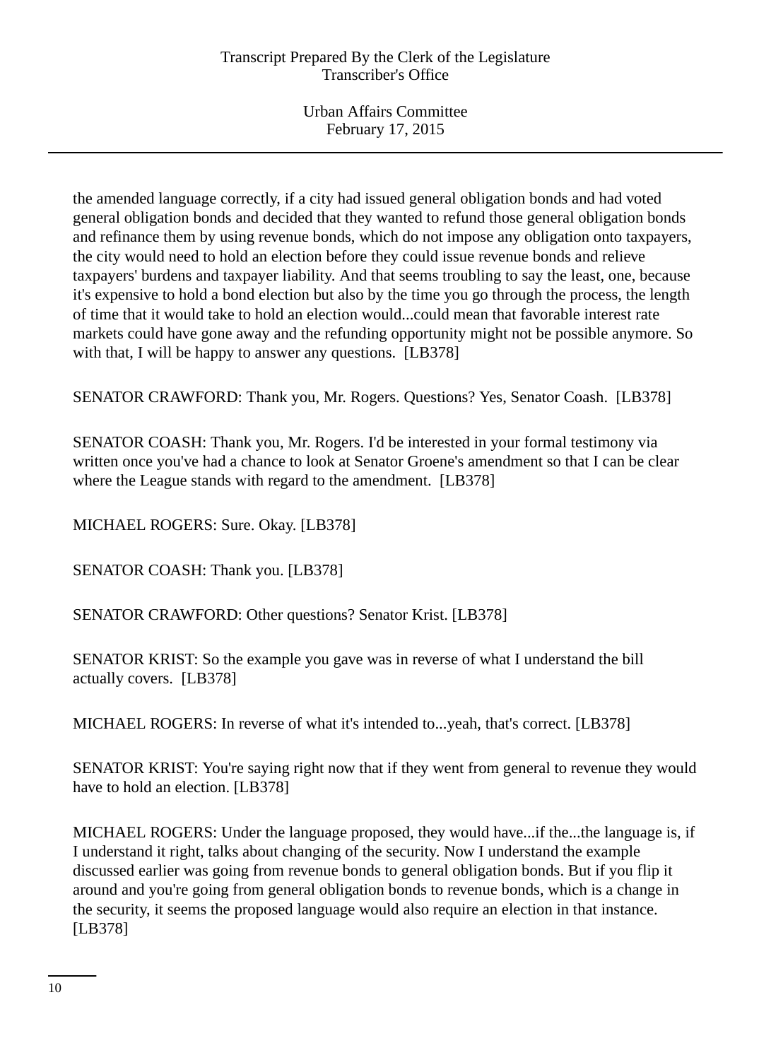the amended language correctly, if a city had issued general obligation bonds and had voted general obligation bonds and decided that they wanted to refund those general obligation bonds and refinance them by using revenue bonds, which do not impose any obligation onto taxpayers, the city would need to hold an election before they could issue revenue bonds and relieve taxpayers' burdens and taxpayer liability. And that seems troubling to say the least, one, because it's expensive to hold a bond election but also by the time you go through the process, the length of time that it would take to hold an election would...could mean that favorable interest rate markets could have gone away and the refunding opportunity might not be possible anymore. So with that, I will be happy to answer any questions. [LB378]

SENATOR CRAWFORD: Thank you, Mr. Rogers. Questions? Yes, Senator Coash. [LB378]

SENATOR COASH: Thank you, Mr. Rogers. I'd be interested in your formal testimony via written once you've had a chance to look at Senator Groene's amendment so that I can be clear where the League stands with regard to the amendment. [LB378]

MICHAEL ROGERS: Sure. Okay. [LB378]

SENATOR COASH: Thank you. [LB378]

SENATOR CRAWFORD: Other questions? Senator Krist. [LB378]

SENATOR KRIST: So the example you gave was in reverse of what I understand the bill actually covers. [LB378]

MICHAEL ROGERS: In reverse of what it's intended to...yeah, that's correct. [LB378]

SENATOR KRIST: You're saying right now that if they went from general to revenue they would have to hold an election. [LB378]

MICHAEL ROGERS: Under the language proposed, they would have...if the...the language is, if I understand it right, talks about changing of the security. Now I understand the example discussed earlier was going from revenue bonds to general obligation bonds. But if you flip it around and you're going from general obligation bonds to revenue bonds, which is a change in the security, it seems the proposed language would also require an election in that instance. [LB378]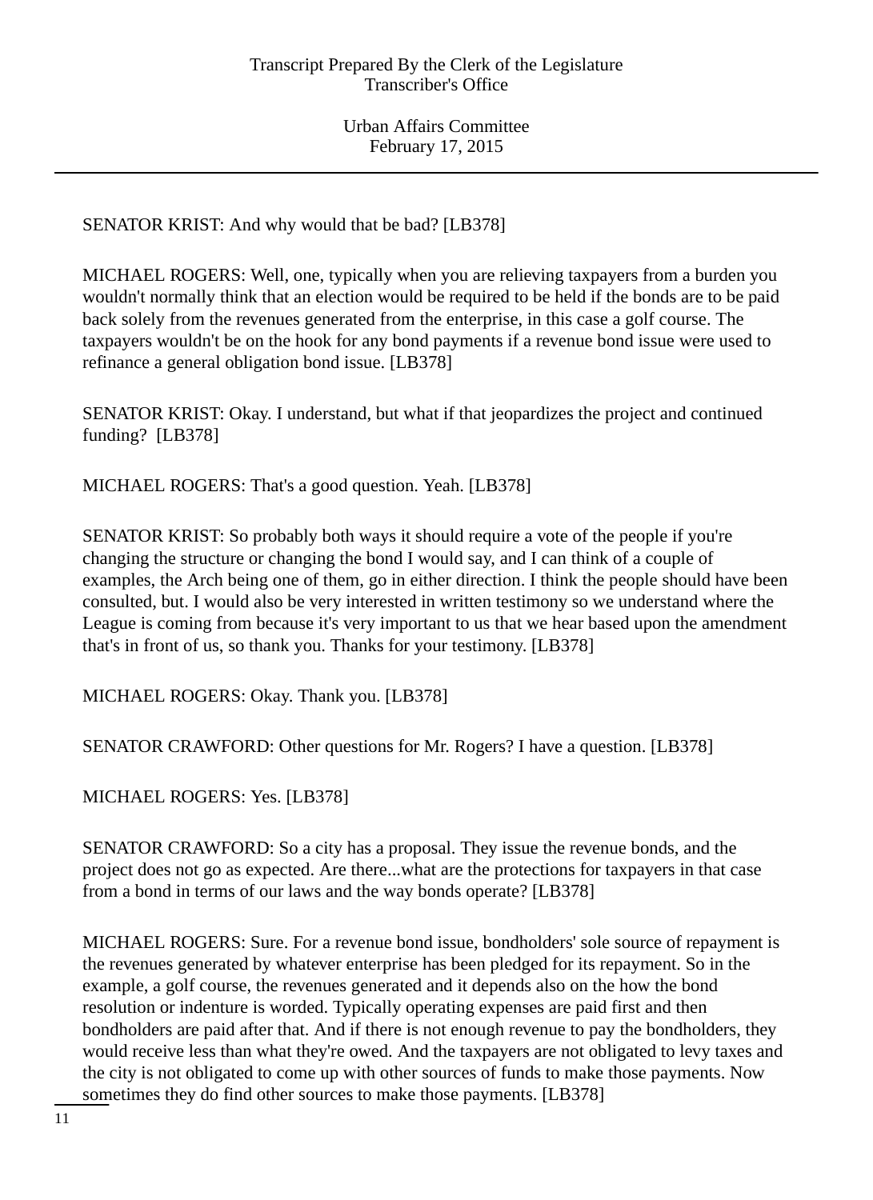SENATOR KRIST: And why would that be bad? [LB378]

MICHAEL ROGERS: Well, one, typically when you are relieving taxpayers from a burden you wouldn't normally think that an election would be required to be held if the bonds are to be paid back solely from the revenues generated from the enterprise, in this case a golf course. The taxpayers wouldn't be on the hook for any bond payments if a revenue bond issue were used to refinance a general obligation bond issue. [LB378]

SENATOR KRIST: Okay. I understand, but what if that jeopardizes the project and continued funding? [LB378]

MICHAEL ROGERS: That's a good question. Yeah. [LB378]

SENATOR KRIST: So probably both ways it should require a vote of the people if you're changing the structure or changing the bond I would say, and I can think of a couple of examples, the Arch being one of them, go in either direction. I think the people should have been consulted, but. I would also be very interested in written testimony so we understand where the League is coming from because it's very important to us that we hear based upon the amendment that's in front of us, so thank you. Thanks for your testimony. [LB378]

MICHAEL ROGERS: Okay. Thank you. [LB378]

SENATOR CRAWFORD: Other questions for Mr. Rogers? I have a question. [LB378]

MICHAEL ROGERS: Yes. [LB378]

SENATOR CRAWFORD: So a city has a proposal. They issue the revenue bonds, and the project does not go as expected. Are there...what are the protections for taxpayers in that case from a bond in terms of our laws and the way bonds operate? [LB378]

MICHAEL ROGERS: Sure. For a revenue bond issue, bondholders' sole source of repayment is the revenues generated by whatever enterprise has been pledged for its repayment. So in the example, a golf course, the revenues generated and it depends also on the how the bond resolution or indenture is worded. Typically operating expenses are paid first and then bondholders are paid after that. And if there is not enough revenue to pay the bondholders, they would receive less than what they're owed. And the taxpayers are not obligated to levy taxes and the city is not obligated to come up with other sources of funds to make those payments. Now sometimes they do find other sources to make those payments. [LB378]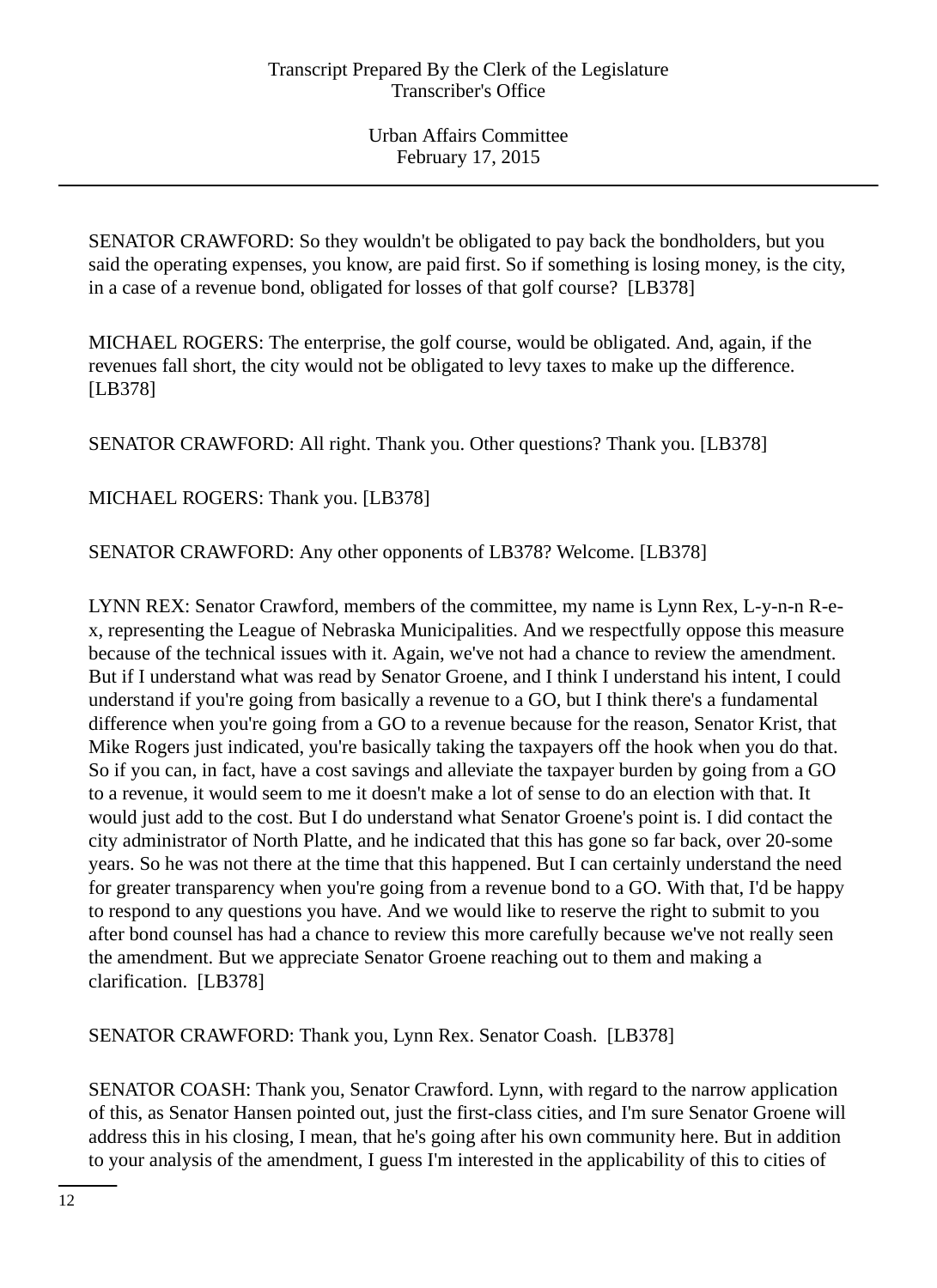SENATOR CRAWFORD: So they wouldn't be obligated to pay back the bondholders, but you said the operating expenses, you know, are paid first. So if something is losing money, is the city, in a case of a revenue bond, obligated for losses of that golf course? [LB378]

MICHAEL ROGERS: The enterprise, the golf course, would be obligated. And, again, if the revenues fall short, the city would not be obligated to levy taxes to make up the difference. [LB378]

SENATOR CRAWFORD: All right. Thank you. Other questions? Thank you. [LB378]

MICHAEL ROGERS: Thank you. [LB378]

SENATOR CRAWFORD: Any other opponents of LB378? Welcome. [LB378]

LYNN REX: Senator Crawford, members of the committee, my name is Lynn Rex, L-y-n-n R-e-x, representing the League of Nebraska Municipalities. And we respectfully oppose this measure because of the technical issues with it. Again, we've not had a chance to review the amendment. But if I understand what was read by Senator Groene, and I think I understand his intent, I could understand if you're going from basically a revenue to a GO, but I think there's a fundamental difference when you're going from a GO to a revenue because for the reason, Senator Krist, that Mike Rogers just indicated, you're basically taking the taxpayers off the hook when you do that. So if you can, in fact, have a cost savings and alleviate the taxpayer burden by going from a GO to a revenue, it would seem to me it doesn't make a lot of sense to do an election with that. It would just add to the cost. But I do understand what Senator Groene's point is. I did contact the city administrator of North Platte, and he indicated that this has gone so far back, over 20-some years. So he was not there at the time that this happened. But I can certainly understand the need for greater transparency when you're going from a revenue bond to a GO. With that, I'd be happy to respond to any questions you have. And we would like to reserve the right to submit to you after bond counsel has had a chance to review this more carefully because we've not really seen the amendment. But we appreciate Senator Groene reaching out to them and making a clarification. [LB378]

SENATOR CRAWFORD: Thank you, Lynn Rex. Senator Coash. [LB378]

SENATOR COASH: Thank you, Senator Crawford. Lynn, with regard to the narrow application of this, as Senator Hansen pointed out, just the first-class cities, and I'm sure Senator Groene will address this in his closing, I mean, that he's going after his own community here. But in addition to your analysis of the amendment, I guess I'm interested in the applicability of this to cities of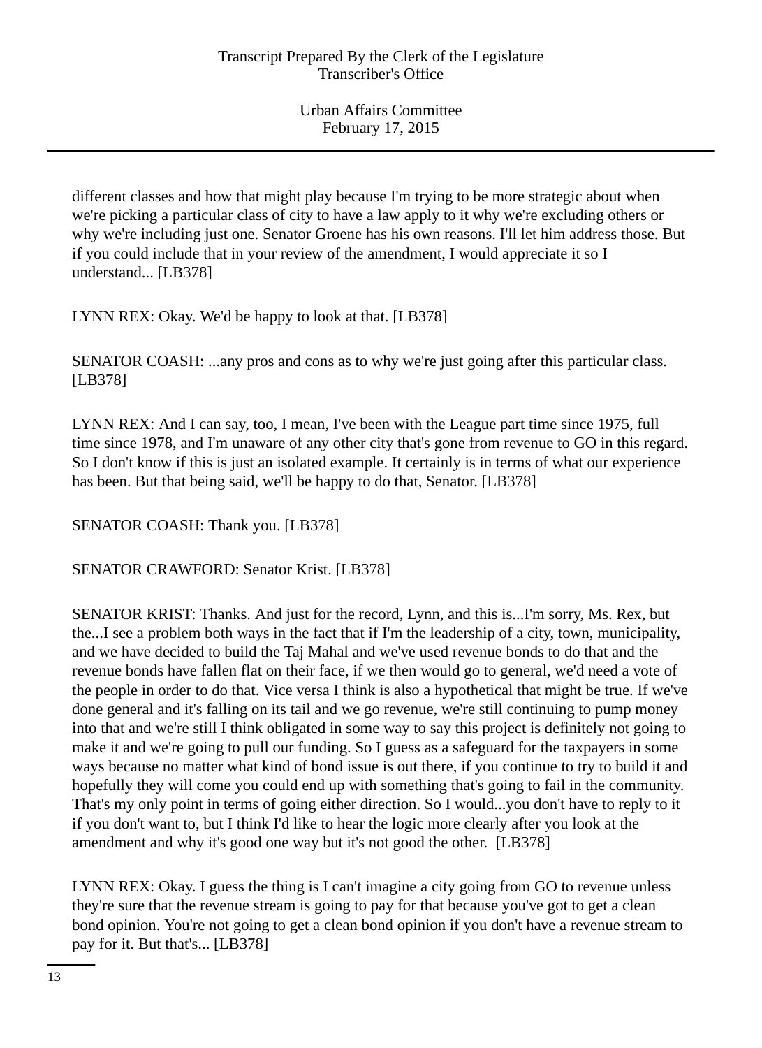different classes and how that might play because I'm trying to be more strategic about when we're picking a particular class of city to have a law apply to it why we're excluding others or why we're including just one. Senator Groene has his own reasons. I'll let him address those. But if you could include that in your review of the amendment, I would appreciate it so I understand... [LB378]

LYNN REX: Okay. We'd be happy to look at that. [LB378]

SENATOR COASH: ...any pros and cons as to why we're just going after this particular class. [LB378]

LYNN REX: And I can say, too, I mean, I've been with the League part time since 1975, full time since 1978, and I'm unaware of any other city that's gone from revenue to GO in this regard. So I don't know if this is just an isolated example. It certainly is in terms of what our experience has been. But that being said, we'll be happy to do that, Senator. [LB378]

SENATOR COASH: Thank you. [LB378]

SENATOR CRAWFORD: Senator Krist. [LB378]

SENATOR KRIST: Thanks. And just for the record, Lynn, and this is...I'm sorry, Ms. Rex, but the...I see a problem both ways in the fact that if I'm the leadership of a city, town, municipality, and we have decided to build the Taj Mahal and we've used revenue bonds to do that and the revenue bonds have fallen flat on their face, if we then would go to general, we'd need a vote of the people in order to do that. Vice versa I think is also a hypothetical that might be true. If we've done general and it's falling on its tail and we go revenue, we're still continuing to pump money into that and we're still I think obligated in some way to say this project is definitely not going to make it and we're going to pull our funding. So I guess as a safeguard for the taxpayers in some ways because no matter what kind of bond issue is out there, if you continue to try to build it and hopefully they will come you could end up with something that's going to fail in the community. That's my only point in terms of going either direction. So I would...you don't have to reply to it if you don't want to, but I think I'd like to hear the logic more clearly after you look at the amendment and why it's good one way but it's not good the other. [LB378]

LYNN REX: Okay. I guess the thing is I can't imagine a city going from GO to revenue unless they're sure that the revenue stream is going to pay for that because you've got to get a clean bond opinion. You're not going to get a clean bond opinion if you don't have a revenue stream to pay for it. But that's... [LB378]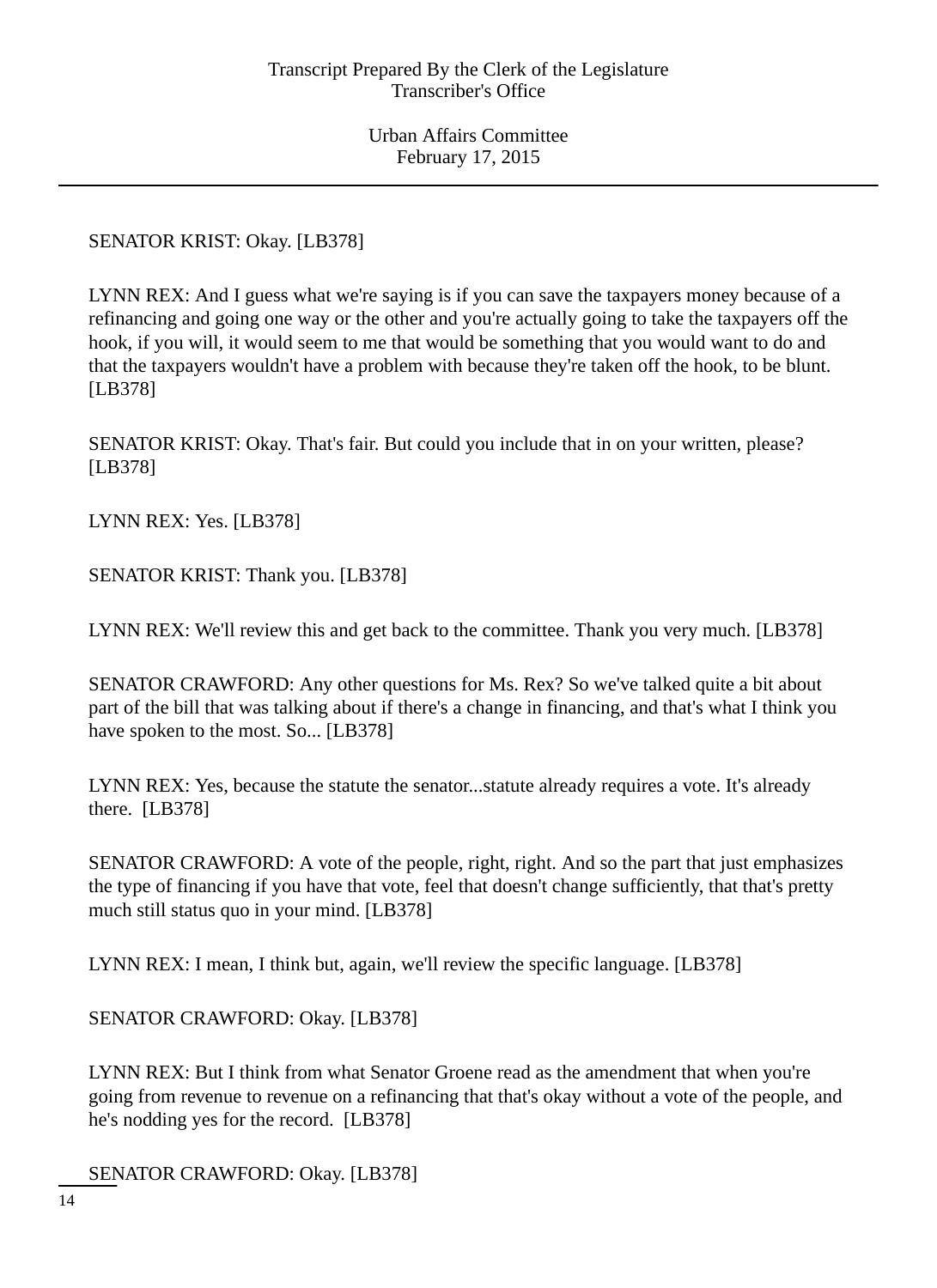SENATOR KRIST: Okay. [LB378]

LYNN REX: And I guess what we're saying is if you can save the taxpayers money because of a refinancing and going one way or the other and you're actually going to take the taxpayers off the hook, if you will, it would seem to me that would be something that you would want to do and that the taxpayers wouldn't have a problem with because they're taken off the hook, to be blunt. [LB378]

SENATOR KRIST: Okay. That's fair. But could you include that in on your written, please? [LB378]

LYNN REX: Yes. [LB378]

SENATOR KRIST: Thank you. [LB378]

LYNN REX: We'll review this and get back to the committee. Thank you very much. [LB378]

SENATOR CRAWFORD: Any other questions for Ms. Rex? So we've talked quite a bit about part of the bill that was talking about if there's a change in financing, and that's what I think you have spoken to the most. So... [LB378]

LYNN REX: Yes, because the statute the senator...statute already requires a vote. It's already there. [LB378]

SENATOR CRAWFORD: A vote of the people, right, right. And so the part that just emphasizes the type of financing if you have that vote, feel that doesn't change sufficiently, that that's pretty much still status quo in your mind. [LB378]

LYNN REX: I mean, I think but, again, we'll review the specific language. [LB378]

SENATOR CRAWFORD: Okay. [LB378]

LYNN REX: But I think from what Senator Groene read as the amendment that when you're going from revenue to revenue on a refinancing that that's okay without a vote of the people, and he's nodding yes for the record. [LB378]

SENATOR CRAWFORD: Okay. [LB378]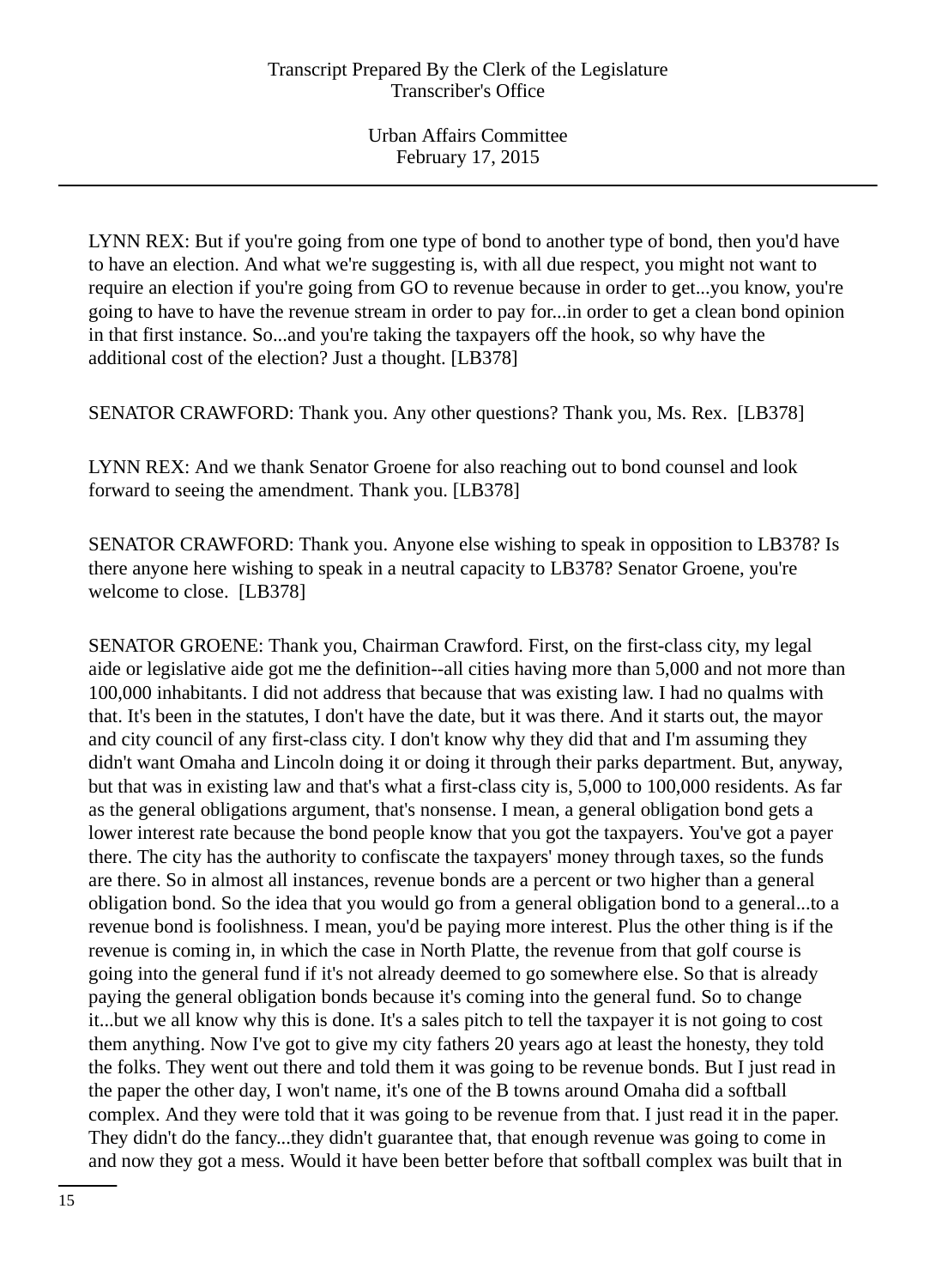LYNN REX: But if you're going from one type of bond to another type of bond, then you'd have to have an election. And what we're suggesting is, with all due respect, you might not want to require an election if you're going from GO to revenue because in order to get...you know, you're going to have to have the revenue stream in order to pay for...in order to get a clean bond opinion in that first instance. So...and you're taking the taxpayers off the hook, so why have the additional cost of the election? Just a thought. [LB378]

SENATOR CRAWFORD: Thank you. Any other questions? Thank you, Ms. Rex. [LB378]

LYNN REX: And we thank Senator Groene for also reaching out to bond counsel and look forward to seeing the amendment. Thank you. [LB378]

SENATOR CRAWFORD: Thank you. Anyone else wishing to speak in opposition to LB378? Is there anyone here wishing to speak in a neutral capacity to LB378? Senator Groene, you're welcome to close. [LB378]

SENATOR GROENE: Thank you, Chairman Crawford. First, on the first-class city, my legal aide or legislative aide got me the definition--all cities having more than 5,000 and not more than 100,000 inhabitants. I did not address that because that was existing law. I had no qualms with that. It's been in the statutes, I don't have the date, but it was there. And it starts out, the mayor and city council of any first-class city. I don't know why they did that and I'm assuming they didn't want Omaha and Lincoln doing it or doing it through their parks department. But, anyway, but that was in existing law and that's what a first-class city is, 5,000 to 100,000 residents. As far as the general obligations argument, that's nonsense. I mean, a general obligation bond gets a lower interest rate because the bond people know that you got the taxpayers. You've got a payer there. The city has the authority to confiscate the taxpayers' money through taxes, so the funds are there. So in almost all instances, revenue bonds are a percent or two higher than a general obligation bond. So the idea that you would go from a general obligation bond to a general...to a revenue bond is foolishness. I mean, you'd be paying more interest. Plus the other thing is if the revenue is coming in, in which the case in North Platte, the revenue from that golf course is going into the general fund if it's not already deemed to go somewhere else. So that is already paying the general obligation bonds because it's coming into the general fund. So to change it...but we all know why this is done. It's a sales pitch to tell the taxpayer it is not going to cost them anything. Now I've got to give my city fathers 20 years ago at least the honesty, they told the folks. They went out there and told them it was going to be revenue bonds. But I just read in the paper the other day, I won't name, it's one of the B towns around Omaha did a softball complex. And they were told that it was going to be revenue from that. I just read it in the paper. They didn't do the fancy...they didn't guarantee that, that enough revenue was going to come in and now they got a mess. Would it have been better before that softball complex was built that in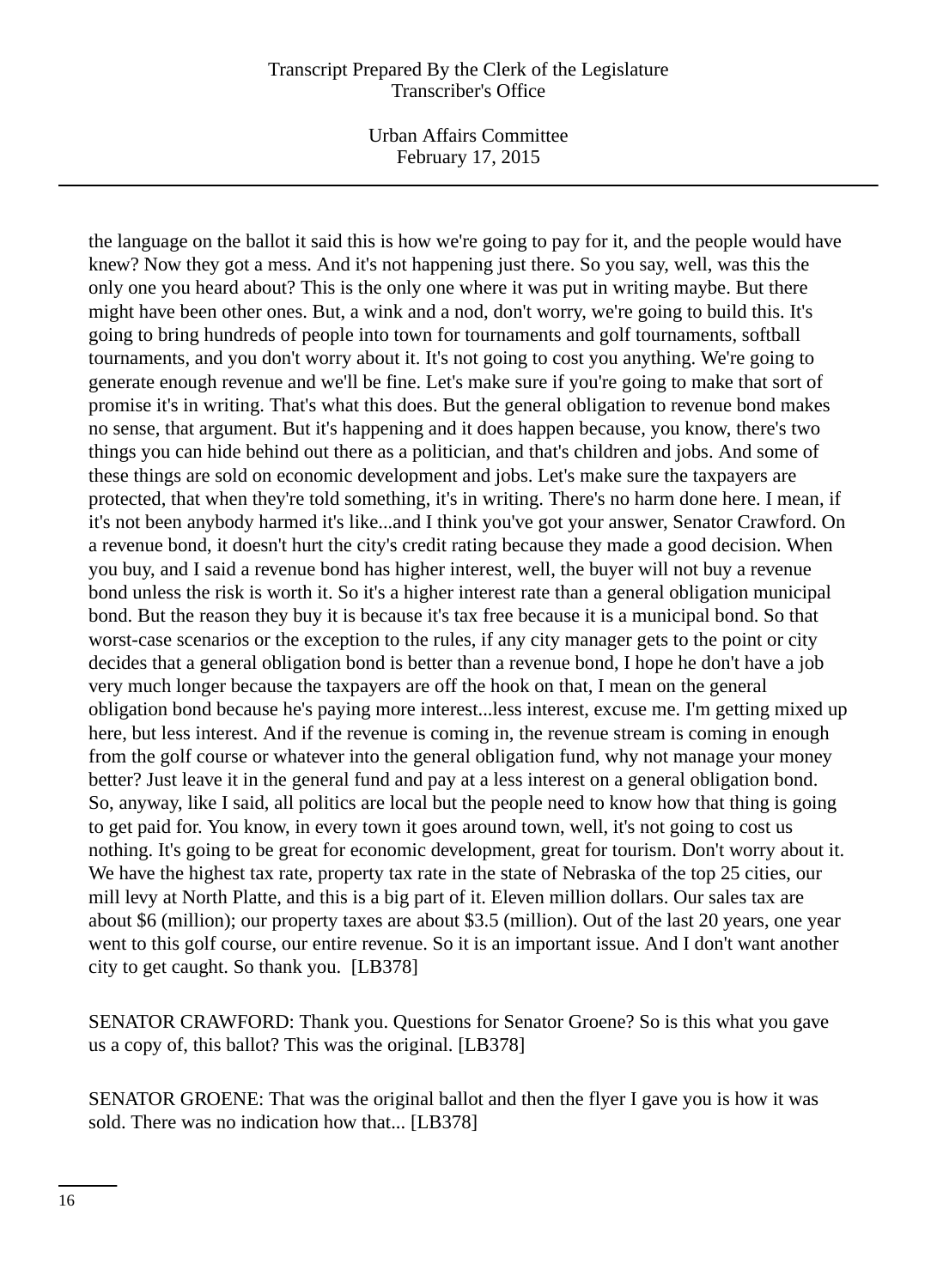the language on the ballot it said this is how we're going to pay for it, and the people would have knew? Now they got a mess. And it's not happening just there. So you say, well, was this the only one you heard about? This is the only one where it was put in writing maybe. But there might have been other ones. But, a wink and a nod, don't worry, we're going to build this. It's going to bring hundreds of people into town for tournaments and golf tournaments, softball tournaments, and you don't worry about it. It's not going to cost you anything. We're going to generate enough revenue and we'll be fine. Let's make sure if you're going to make that sort of promise it's in writing. That's what this does. But the general obligation to revenue bond makes no sense, that argument. But it's happening and it does happen because, you know, there's two things you can hide behind out there as a politician, and that's children and jobs. And some of these things are sold on economic development and jobs. Let's make sure the taxpayers are protected, that when they're told something, it's in writing. There's no harm done here. I mean, if it's not been anybody harmed it's like...and I think you've got your answer, Senator Crawford. On a revenue bond, it doesn't hurt the city's credit rating because they made a good decision. When you buy, and I said a revenue bond has higher interest, well, the buyer will not buy a revenue bond unless the risk is worth it. So it's a higher interest rate than a general obligation municipal bond. But the reason they buy it is because it's tax free because it is a municipal bond. So that worst-case scenarios or the exception to the rules, if any city manager gets to the point or city decides that a general obligation bond is better than a revenue bond, I hope he don't have a job very much longer because the taxpayers are off the hook on that, I mean on the general obligation bond because he's paying more interest...less interest, excuse me. I'm getting mixed up here, but less interest. And if the revenue is coming in, the revenue stream is coming in enough from the golf course or whatever into the general obligation fund, why not manage your money better? Just leave it in the general fund and pay at a less interest on a general obligation bond. So, anyway, like I said, all politics are local but the people need to know how that thing is going to get paid for. You know, in every town it goes around town, well, it's not going to cost us nothing. It's going to be great for economic development, great for tourism. Don't worry about it. We have the highest tax rate, property tax rate in the state of Nebraska of the top 25 cities, our mill levy at North Platte, and this is a big part of it. Eleven million dollars. Our sales tax are about $6 (million); our property taxes are about $3.5 (million). Out of the last 20 years, one year went to this golf course, our entire revenue. So it is an important issue. And I don't want another city to get caught. So thank you. [LB378]

SENATOR CRAWFORD: Thank you. Questions for Senator Groene? So is this what you gave us a copy of, this ballot? This was the original. [LB378]

SENATOR GROENE: That was the original ballot and then the flyer I gave you is how it was sold. There was no indication how that... [LB378]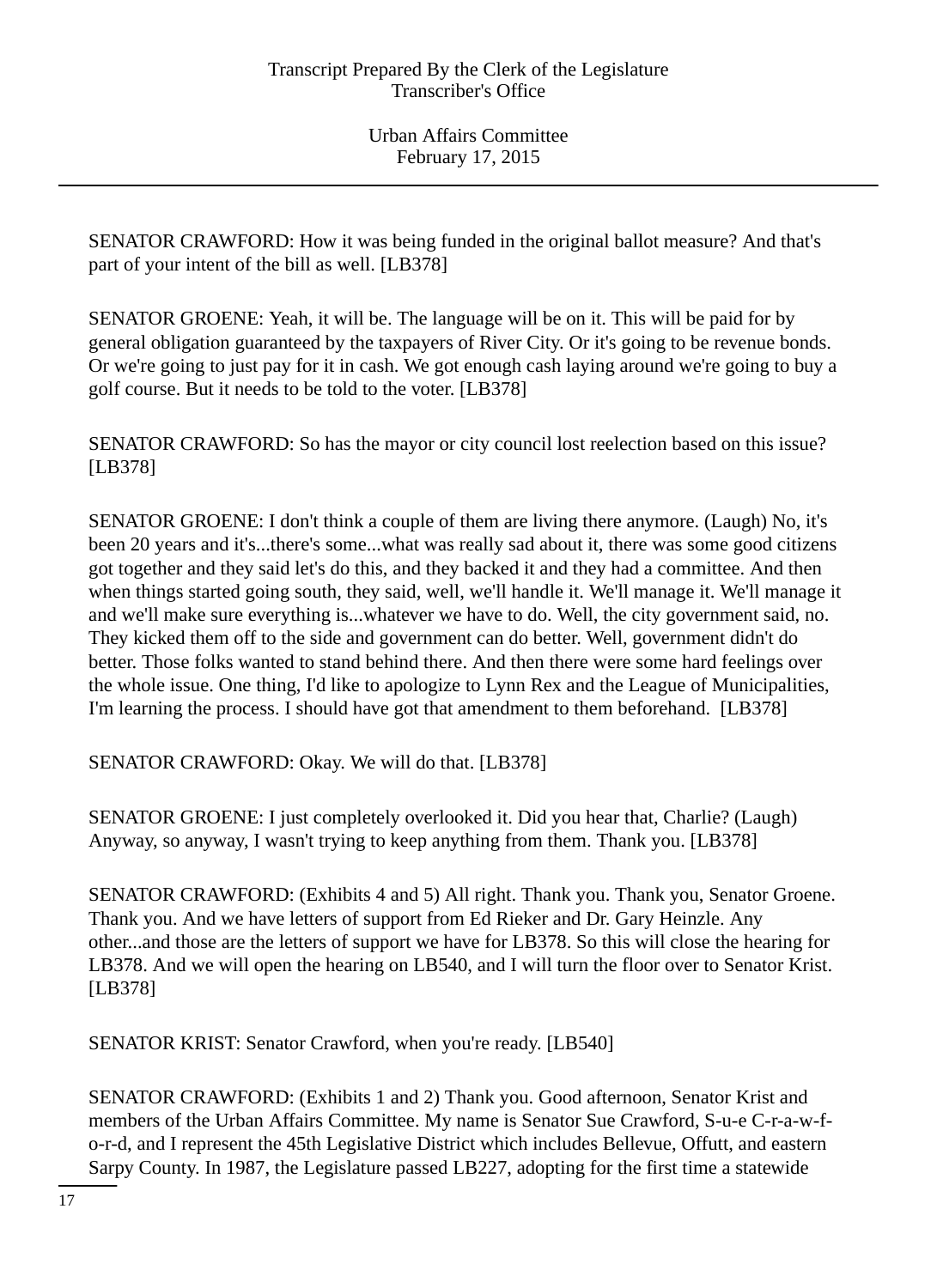SENATOR CRAWFORD: How it was being funded in the original ballot measure? And that's part of your intent of the bill as well. [LB378]

SENATOR GROENE: Yeah, it will be. The language will be on it. This will be paid for by general obligation guaranteed by the taxpayers of River City. Or it's going to be revenue bonds. Or we're going to just pay for it in cash. We got enough cash laying around we're going to buy a golf course. But it needs to be told to the voter. [LB378]

SENATOR CRAWFORD: So has the mayor or city council lost reelection based on this issue? [LB378]

SENATOR GROENE: I don't think a couple of them are living there anymore. (Laugh) No, it's been 20 years and it's...there's some...what was really sad about it, there was some good citizens got together and they said let's do this, and they backed it and they had a committee. And then when things started going south, they said, well, we'll handle it. We'll manage it. We'll manage it and we'll make sure everything is...whatever we have to do. Well, the city government said, no. They kicked them off to the side and government can do better. Well, government didn't do better. Those folks wanted to stand behind there. And then there were some hard feelings over the whole issue. One thing, I'd like to apologize to Lynn Rex and the League of Municipalities, I'm learning the process. I should have got that amendment to them beforehand. [LB378]

SENATOR CRAWFORD: Okay. We will do that. [LB378]

SENATOR GROENE: I just completely overlooked it. Did you hear that, Charlie? (Laugh) Anyway, so anyway, I wasn't trying to keep anything from them. Thank you. [LB378]

SENATOR CRAWFORD: (Exhibits 4 and 5) All right. Thank you. Thank you, Senator Groene. Thank you. And we have letters of support from Ed Rieker and Dr. Gary Heinzle. Any other...and those are the letters of support we have for LB378. So this will close the hearing for LB378. And we will open the hearing on LB540, and I will turn the floor over to Senator Krist. [LB378]

SENATOR KRIST: Senator Crawford, when you're ready. [LB540]

SENATOR CRAWFORD: (Exhibits 1 and 2) Thank you. Good afternoon, Senator Krist and members of the Urban Affairs Committee. My name is Senator Sue Crawford, S-u-e C-r-a-w-f-o-r-d, and I represent the 45th Legislative District which includes Bellevue, Offutt, and eastern Sarpy County. In 1987, the Legislature passed LB227, adopting for the first time a statewide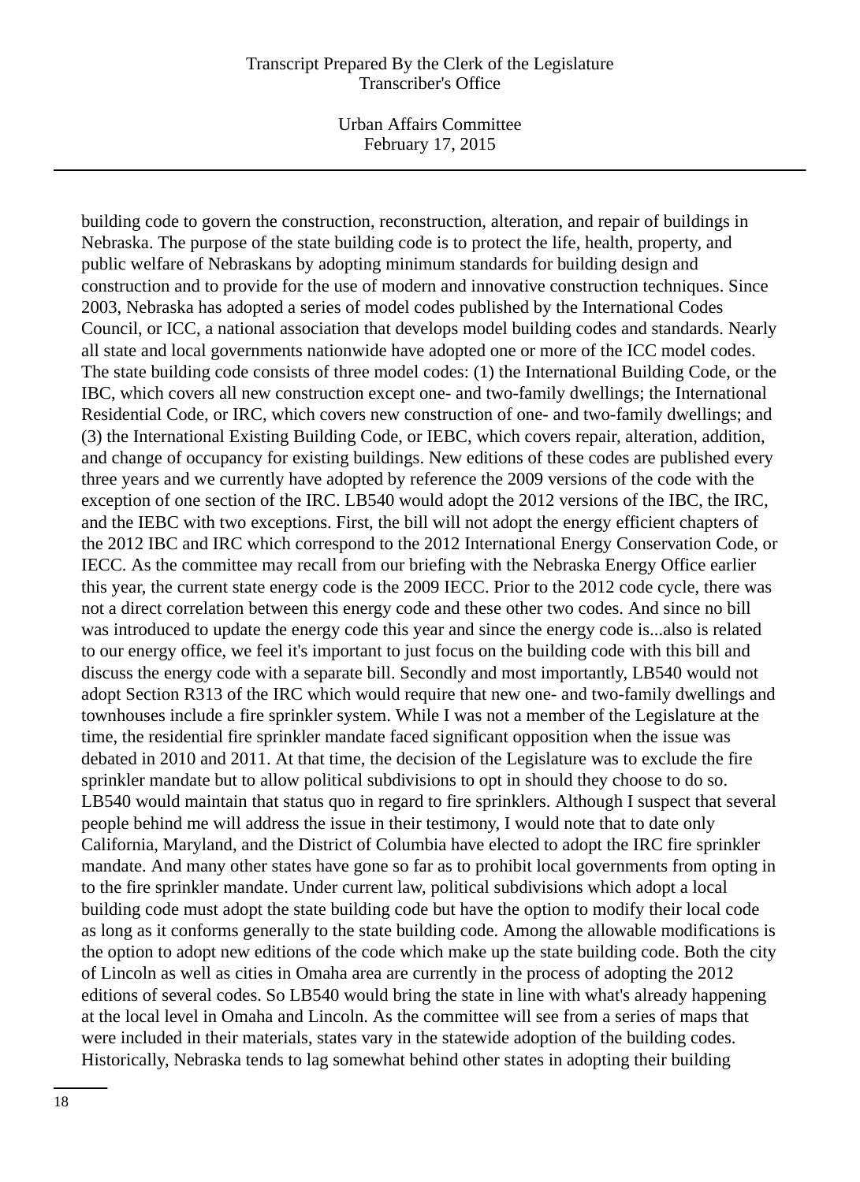building code to govern the construction, reconstruction, alteration, and repair of buildings in Nebraska. The purpose of the state building code is to protect the life, health, property, and public welfare of Nebraskans by adopting minimum standards for building design and construction and to provide for the use of modern and innovative construction techniques. Since 2003, Nebraska has adopted a series of model codes published by the International Codes Council, or ICC, a national association that develops model building codes and standards. Nearly all state and local governments nationwide have adopted one or more of the ICC model codes. The state building code consists of three model codes: (1) the International Building Code, or the IBC, which covers all new construction except one- and two-family dwellings; the International Residential Code, or IRC, which covers new construction of one- and two-family dwellings; and (3) the International Existing Building Code, or IEBC, which covers repair, alteration, addition, and change of occupancy for existing buildings. New editions of these codes are published every three years and we currently have adopted by reference the 2009 versions of the code with the exception of one section of the IRC. LB540 would adopt the 2012 versions of the IBC, the IRC, and the IEBC with two exceptions. First, the bill will not adopt the energy efficient chapters of the 2012 IBC and IRC which correspond to the 2012 International Energy Conservation Code, or IECC. As the committee may recall from our briefing with the Nebraska Energy Office earlier this year, the current state energy code is the 2009 IECC. Prior to the 2012 code cycle, there was not a direct correlation between this energy code and these other two codes. And since no bill was introduced to update the energy code this year and since the energy code is...also is related to our energy office, we feel it's important to just focus on the building code with this bill and discuss the energy code with a separate bill. Secondly and most importantly, LB540 would not adopt Section R313 of the IRC which would require that new one- and two-family dwellings and townhouses include a fire sprinkler system. While I was not a member of the Legislature at the time, the residential fire sprinkler mandate faced significant opposition when the issue was debated in 2010 and 2011. At that time, the decision of the Legislature was to exclude the fire sprinkler mandate but to allow political subdivisions to opt in should they choose to do so. LB540 would maintain that status quo in regard to fire sprinklers. Although I suspect that several people behind me will address the issue in their testimony, I would note that to date only California, Maryland, and the District of Columbia have elected to adopt the IRC fire sprinkler mandate. And many other states have gone so far as to prohibit local governments from opting in to the fire sprinkler mandate. Under current law, political subdivisions which adopt a local building code must adopt the state building code but have the option to modify their local code as long as it conforms generally to the state building code. Among the allowable modifications is the option to adopt new editions of the code which make up the state building code. Both the city of Lincoln as well as cities in Omaha area are currently in the process of adopting the 2012 editions of several codes. So LB540 would bring the state in line with what's already happening at the local level in Omaha and Lincoln. As the committee will see from a series of maps that were included in their materials, states vary in the statewide adoption of the building codes. Historically, Nebraska tends to lag somewhat behind other states in adopting their building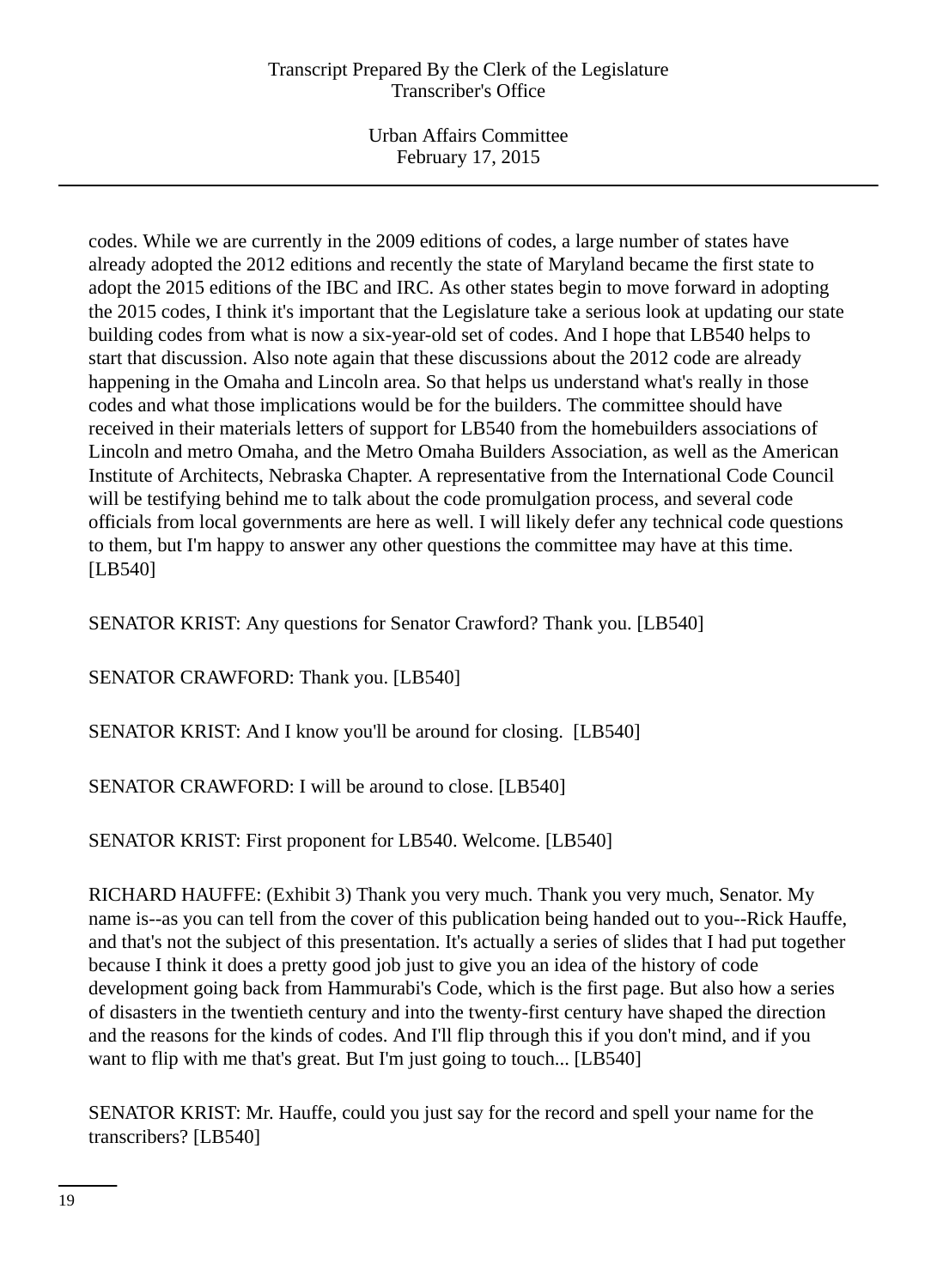codes. While we are currently in the 2009 editions of codes, a large number of states have already adopted the 2012 editions and recently the state of Maryland became the first state to adopt the 2015 editions of the IBC and IRC. As other states begin to move forward in adopting the 2015 codes, I think it's important that the Legislature take a serious look at updating our state building codes from what is now a six-year-old set of codes. And I hope that LB540 helps to start that discussion. Also note again that these discussions about the 2012 code are already happening in the Omaha and Lincoln area. So that helps us understand what's really in those codes and what those implications would be for the builders. The committee should have received in their materials letters of support for LB540 from the homebuilders associations of Lincoln and metro Omaha, and the Metro Omaha Builders Association, as well as the American Institute of Architects, Nebraska Chapter. A representative from the International Code Council will be testifying behind me to talk about the code promulgation process, and several code officials from local governments are here as well. I will likely defer any technical code questions to them, but I'm happy to answer any other questions the committee may have at this time. [LB540]

SENATOR KRIST: Any questions for Senator Crawford? Thank you. [LB540]

SENATOR CRAWFORD: Thank you. [LB540]

SENATOR KRIST: And I know you'll be around for closing. [LB540]

SENATOR CRAWFORD: I will be around to close. [LB540]

SENATOR KRIST: First proponent for LB540. Welcome. [LB540]

RICHARD HAUFFE: (Exhibit 3) Thank you very much. Thank you very much, Senator. My name is--as you can tell from the cover of this publication being handed out to you--Rick Hauffe, and that's not the subject of this presentation. It's actually a series of slides that I had put together because I think it does a pretty good job just to give you an idea of the history of code development going back from Hammurabi's Code, which is the first page. But also how a series of disasters in the twentieth century and into the twenty-first century have shaped the direction and the reasons for the kinds of codes. And I'll flip through this if you don't mind, and if you want to flip with me that's great. But I'm just going to touch... [LB540]

SENATOR KRIST: Mr. Hauffe, could you just say for the record and spell your name for the transcribers? [LB540]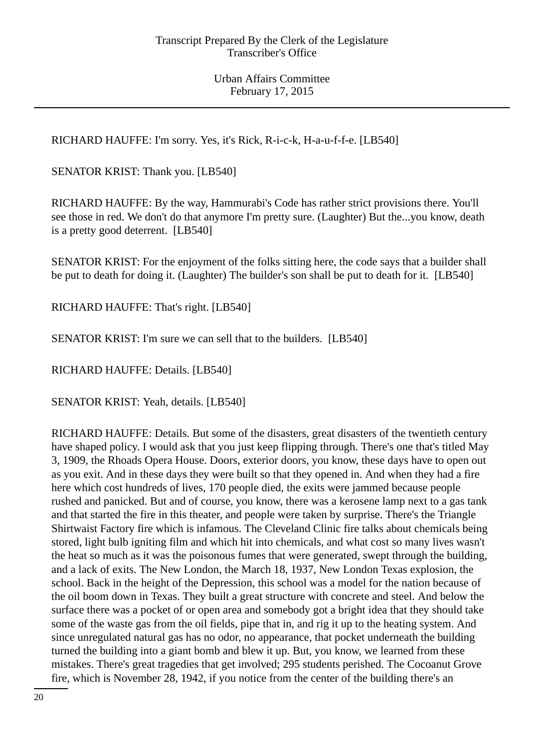RICHARD HAUFFE: I'm sorry. Yes, it's Rick, R-i-c-k, H-a-u-f-f-e. [LB540]

SENATOR KRIST: Thank you. [LB540]

RICHARD HAUFFE: By the way, Hammurabi's Code has rather strict provisions there. You'll see those in red. We don't do that anymore I'm pretty sure. (Laughter) But the...you know, death is a pretty good deterrent. [LB540]

SENATOR KRIST: For the enjoyment of the folks sitting here, the code says that a builder shall be put to death for doing it. (Laughter) The builder's son shall be put to death for it. [LB540]

RICHARD HAUFFE: That's right. [LB540]

SENATOR KRIST: I'm sure we can sell that to the builders. [LB540]

RICHARD HAUFFE: Details. [LB540]

SENATOR KRIST: Yeah, details. [LB540]

RICHARD HAUFFE: Details. But some of the disasters, great disasters of the twentieth century have shaped policy. I would ask that you just keep flipping through. There's one that's titled May 3, 1909, the Rhoads Opera House. Doors, exterior doors, you know, these days have to open out as you exit. And in these days they were built so that they opened in. And when they had a fire here which cost hundreds of lives, 170 people died, the exits were jammed because people rushed and panicked. But and of course, you know, there was a kerosene lamp next to a gas tank and that started the fire in this theater, and people were taken by surprise. There's the Triangle Shirtwaist Factory fire which is infamous. The Cleveland Clinic fire talks about chemicals being stored, light bulb igniting film and which hit into chemicals, and what cost so many lives wasn't the heat so much as it was the poisonous fumes that were generated, swept through the building, and a lack of exits. The New London, the March 18, 1937, New London Texas explosion, the school. Back in the height of the Depression, this school was a model for the nation because of the oil boom down in Texas. They built a great structure with concrete and steel. And below the surface there was a pocket of or open area and somebody got a bright idea that they should take some of the waste gas from the oil fields, pipe that in, and rig it up to the heating system. And since unregulated natural gas has no odor, no appearance, that pocket underneath the building turned the building into a giant bomb and blew it up. But, you know, we learned from these mistakes. There's great tragedies that get involved; 295 students perished. The Cocoanut Grove fire, which is November 28, 1942, if you notice from the center of the building there's an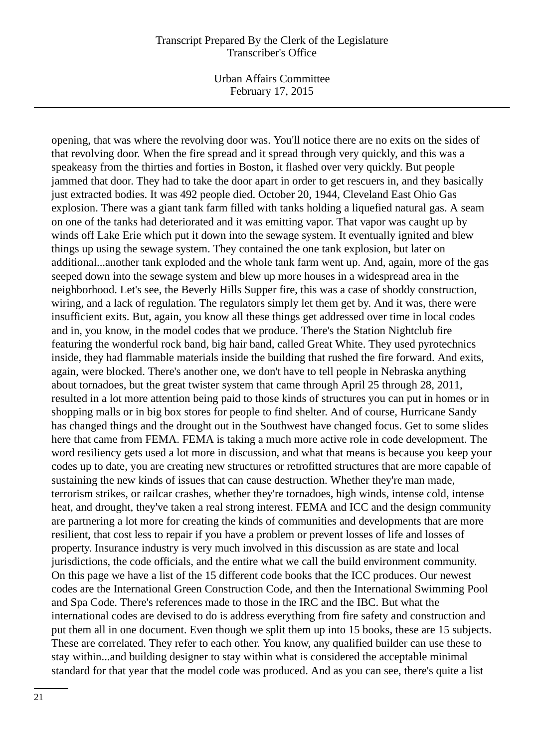opening, that was where the revolving door was. You'll notice there are no exits on the sides of that revolving door. When the fire spread and it spread through very quickly, and this was a speakeasy from the thirties and forties in Boston, it flashed over very quickly. But people jammed that door. They had to take the door apart in order to get rescuers in, and they basically just extracted bodies. It was 492 people died. October 20, 1944, Cleveland East Ohio Gas explosion. There was a giant tank farm filled with tanks holding a liquefied natural gas. A seam on one of the tanks had deteriorated and it was emitting vapor. That vapor was caught up by winds off Lake Erie which put it down into the sewage system. It eventually ignited and blew things up using the sewage system. They contained the one tank explosion, but later on additional...another tank exploded and the whole tank farm went up. And, again, more of the gas seeped down into the sewage system and blew up more houses in a widespread area in the neighborhood. Let's see, the Beverly Hills Supper fire, this was a case of shoddy construction, wiring, and a lack of regulation. The regulators simply let them get by. And it was, there were insufficient exits. But, again, you know all these things get addressed over time in local codes and in, you know, in the model codes that we produce. There's the Station Nightclub fire featuring the wonderful rock band, big hair band, called Great White. They used pyrotechnics inside, they had flammable materials inside the building that rushed the fire forward. And exits, again, were blocked. There's another one, we don't have to tell people in Nebraska anything about tornadoes, but the great twister system that came through April 25 through 28, 2011, resulted in a lot more attention being paid to those kinds of structures you can put in homes or in shopping malls or in big box stores for people to find shelter. And of course, Hurricane Sandy has changed things and the drought out in the Southwest have changed focus. Get to some slides here that came from FEMA. FEMA is taking a much more active role in code development. The word resiliency gets used a lot more in discussion, and what that means is because you keep your codes up to date, you are creating new structures or retrofitted structures that are more capable of sustaining the new kinds of issues that can cause destruction. Whether they're man made, terrorism strikes, or railcar crashes, whether they're tornadoes, high winds, intense cold, intense heat, and drought, they've taken a real strong interest. FEMA and ICC and the design community are partnering a lot more for creating the kinds of communities and developments that are more resilient, that cost less to repair if you have a problem or prevent losses of life and losses of property. Insurance industry is very much involved in this discussion as are state and local jurisdictions, the code officials, and the entire what we call the build environment community. On this page we have a list of the 15 different code books that the ICC produces. Our newest codes are the International Green Construction Code, and then the International Swimming Pool and Spa Code. There's references made to those in the IRC and the IBC. But what the international codes are devised to do is address everything from fire safety and construction and put them all in one document. Even though we split them up into 15 books, these are 15 subjects. These are correlated. They refer to each other. You know, any qualified builder can use these to stay within...and building designer to stay within what is considered the acceptable minimal standard for that year that the model code was produced. And as you can see, there's quite a list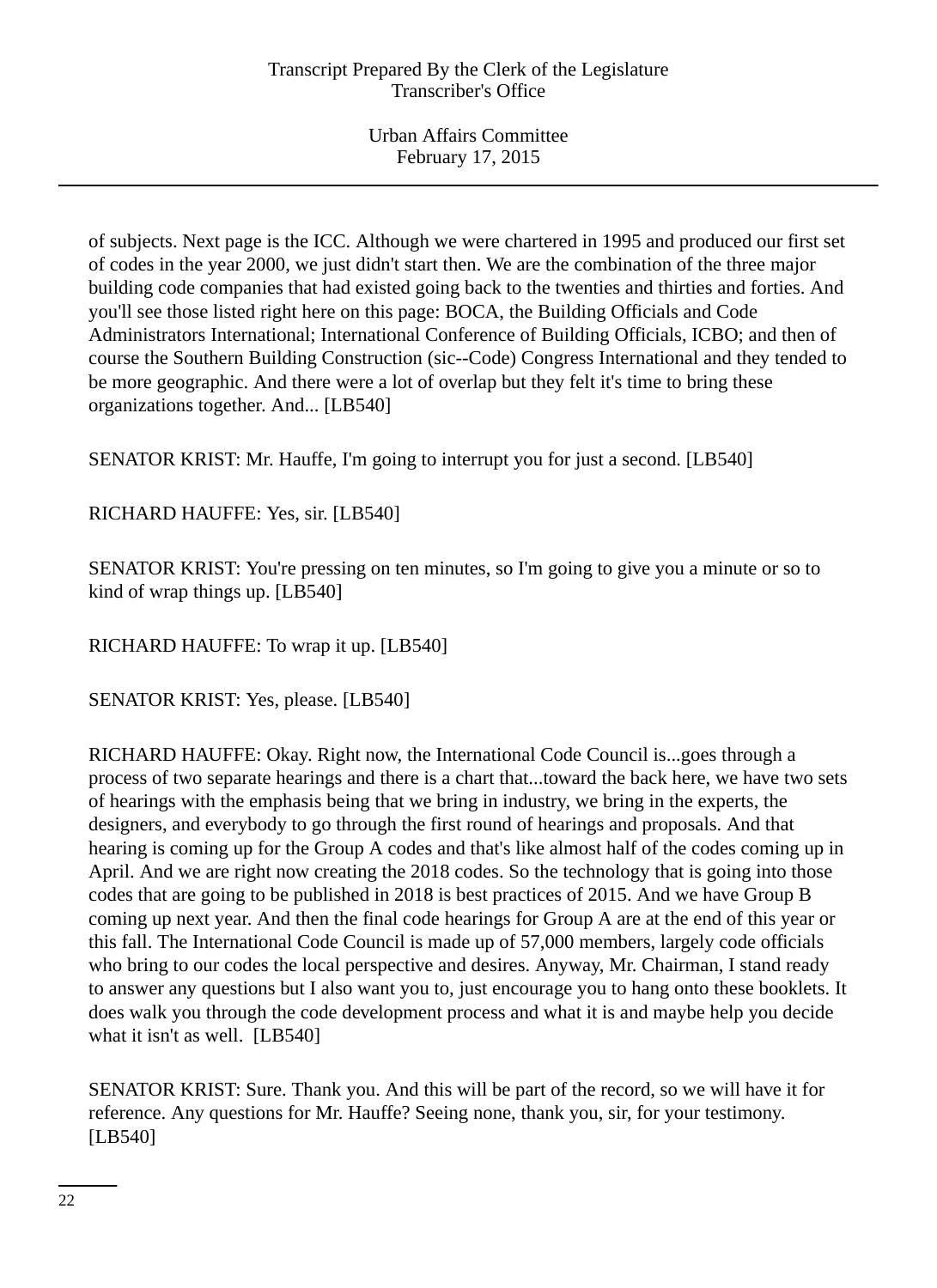of subjects. Next page is the ICC. Although we were chartered in 1995 and produced our first set of codes in the year 2000, we just didn't start then. We are the combination of the three major building code companies that had existed going back to the twenties and thirties and forties. And you'll see those listed right here on this page: BOCA, the Building Officials and Code Administrators International; International Conference of Building Officials, ICBO; and then of course the Southern Building Construction (sic--Code) Congress International and they tended to be more geographic. And there were a lot of overlap but they felt it's time to bring these organizations together. And... [LB540]

SENATOR KRIST: Mr. Hauffe, I'm going to interrupt you for just a second. [LB540]

RICHARD HAUFFE: Yes, sir. [LB540]

SENATOR KRIST: You're pressing on ten minutes, so I'm going to give you a minute or so to kind of wrap things up. [LB540]

RICHARD HAUFFE: To wrap it up. [LB540]

SENATOR KRIST: Yes, please. [LB540]

RICHARD HAUFFE: Okay. Right now, the International Code Council is...goes through a process of two separate hearings and there is a chart that...toward the back here, we have two sets of hearings with the emphasis being that we bring in industry, we bring in the experts, the designers, and everybody to go through the first round of hearings and proposals. And that hearing is coming up for the Group A codes and that's like almost half of the codes coming up in April. And we are right now creating the 2018 codes. So the technology that is going into those codes that are going to be published in 2018 is best practices of 2015. And we have Group B coming up next year. And then the final code hearings for Group A are at the end of this year or this fall. The International Code Council is made up of 57,000 members, largely code officials who bring to our codes the local perspective and desires. Anyway, Mr. Chairman, I stand ready to answer any questions but I also want you to, just encourage you to hang onto these booklets. It does walk you through the code development process and what it is and maybe help you decide what it isn't as well. [LB540]

SENATOR KRIST: Sure. Thank you. And this will be part of the record, so we will have it for reference. Any questions for Mr. Hauffe? Seeing none, thank you, sir, for your testimony. [LB540]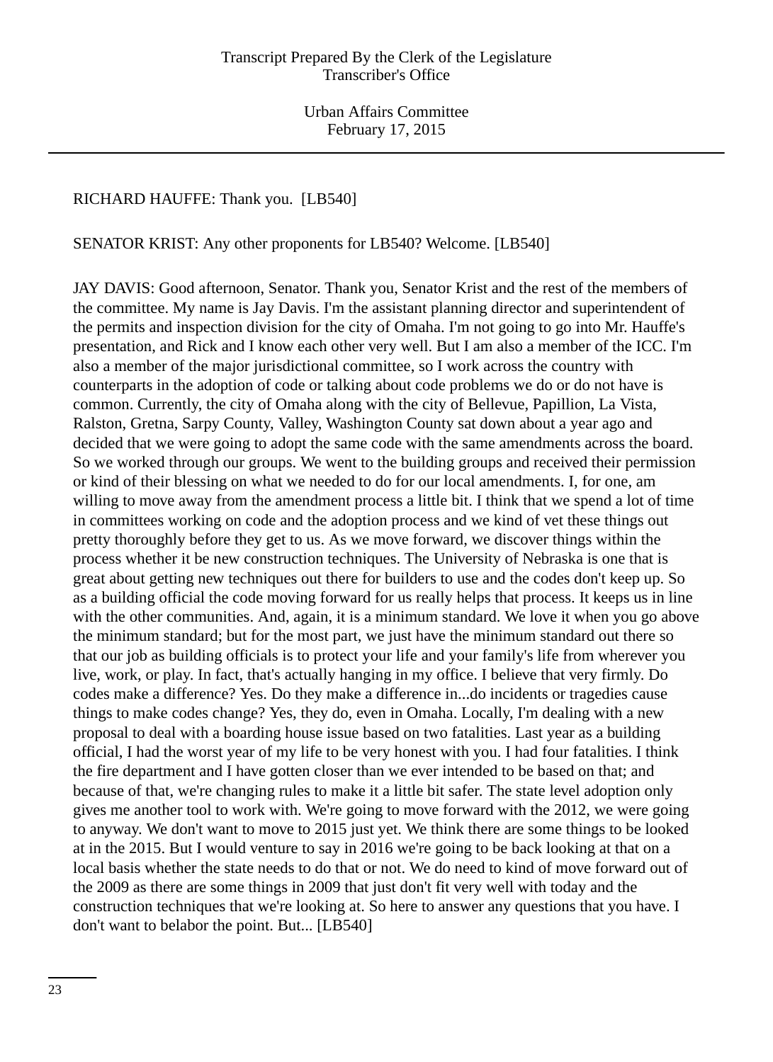RICHARD HAUFFE: Thank you. [LB540]

SENATOR KRIST: Any other proponents for LB540? Welcome. [LB540]

JAY DAVIS: Good afternoon, Senator. Thank you, Senator Krist and the rest of the members of the committee. My name is Jay Davis. I'm the assistant planning director and superintendent of the permits and inspection division for the city of Omaha. I'm not going to go into Mr. Hauffe's presentation, and Rick and I know each other very well. But I am also a member of the ICC. I'm also a member of the major jurisdictional committee, so I work across the country with counterparts in the adoption of code or talking about code problems we do or do not have is common. Currently, the city of Omaha along with the city of Bellevue, Papillion, La Vista, Ralston, Gretna, Sarpy County, Valley, Washington County sat down about a year ago and decided that we were going to adopt the same code with the same amendments across the board. So we worked through our groups. We went to the building groups and received their permission or kind of their blessing on what we needed to do for our local amendments. I, for one, am willing to move away from the amendment process a little bit. I think that we spend a lot of time in committees working on code and the adoption process and we kind of vet these things out pretty thoroughly before they get to us. As we move forward, we discover things within the process whether it be new construction techniques. The University of Nebraska is one that is great about getting new techniques out there for builders to use and the codes don't keep up. So as a building official the code moving forward for us really helps that process. It keeps us in line with the other communities. And, again, it is a minimum standard. We love it when you go above the minimum standard; but for the most part, we just have the minimum standard out there so that our job as building officials is to protect your life and your family's life from wherever you live, work, or play. In fact, that's actually hanging in my office. I believe that very firmly. Do codes make a difference? Yes. Do they make a difference in...do incidents or tragedies cause things to make codes change? Yes, they do, even in Omaha. Locally, I'm dealing with a new proposal to deal with a boarding house issue based on two fatalities. Last year as a building official, I had the worst year of my life to be very honest with you. I had four fatalities. I think the fire department and I have gotten closer than we ever intended to be based on that; and because of that, we're changing rules to make it a little bit safer. The state level adoption only gives me another tool to work with. We're going to move forward with the 2012, we were going to anyway. We don't want to move to 2015 just yet. We think there are some things to be looked at in the 2015. But I would venture to say in 2016 we're going to be back looking at that on a local basis whether the state needs to do that or not. We do need to kind of move forward out of the 2009 as there are some things in 2009 that just don't fit very well with today and the construction techniques that we're looking at. So here to answer any questions that you have. I don't want to belabor the point. But... [LB540]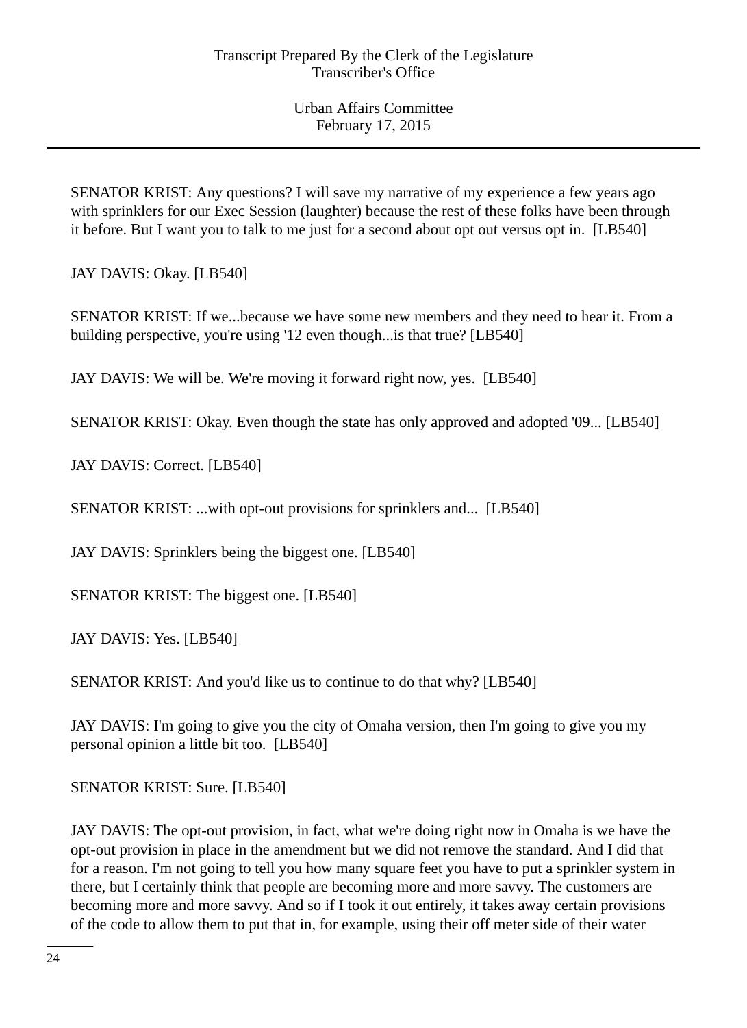SENATOR KRIST: Any questions? I will save my narrative of my experience a few years ago with sprinklers for our Exec Session (laughter) because the rest of these folks have been through it before. But I want you to talk to me just for a second about opt out versus opt in. [LB540]

JAY DAVIS: Okay. [LB540]

SENATOR KRIST: If we...because we have some new members and they need to hear it. From a building perspective, you're using '12 even though...is that true? [LB540]

JAY DAVIS: We will be. We're moving it forward right now, yes. [LB540]

SENATOR KRIST: Okay. Even though the state has only approved and adopted '09... [LB540]

JAY DAVIS: Correct. [LB540]

SENATOR KRIST: ...with opt-out provisions for sprinklers and... [LB540]

JAY DAVIS: Sprinklers being the biggest one. [LB540]

SENATOR KRIST: The biggest one. [LB540]

JAY DAVIS: Yes. [LB540]

SENATOR KRIST: And you'd like us to continue to do that why? [LB540]

JAY DAVIS: I'm going to give you the city of Omaha version, then I'm going to give you my personal opinion a little bit too. [LB540]

SENATOR KRIST: Sure. [LB540]

JAY DAVIS: The opt-out provision, in fact, what we're doing right now in Omaha is we have the opt-out provision in place in the amendment but we did not remove the standard. And I did that for a reason. I'm not going to tell you how many square feet you have to put a sprinkler system in there, but I certainly think that people are becoming more and more savvy. The customers are becoming more and more savvy. And so if I took it out entirely, it takes away certain provisions of the code to allow them to put that in, for example, using their off meter side of their water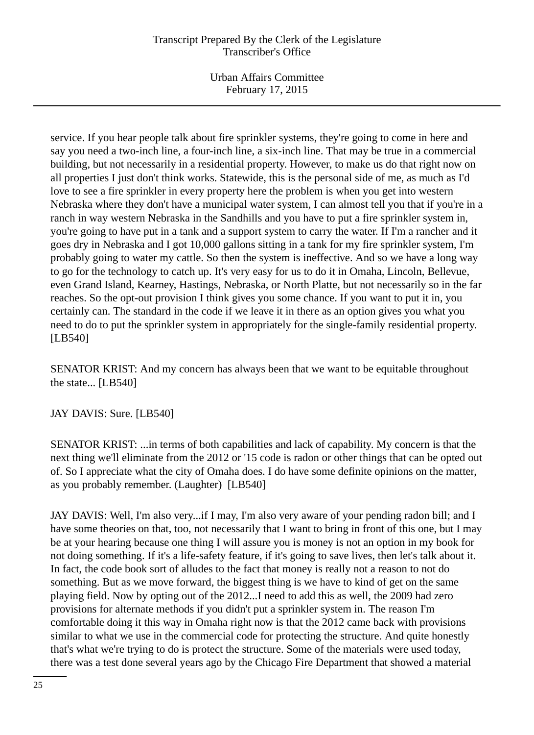service. If you hear people talk about fire sprinkler systems, they're going to come in here and say you need a two-inch line, a four-inch line, a six-inch line. That may be true in a commercial building, but not necessarily in a residential property. However, to make us do that right now on all properties I just don't think works. Statewide, this is the personal side of me, as much as I'd love to see a fire sprinkler in every property here the problem is when you get into western Nebraska where they don't have a municipal water system, I can almost tell you that if you're in a ranch in way western Nebraska in the Sandhills and you have to put a fire sprinkler system in, you're going to have put in a tank and a support system to carry the water. If I'm a rancher and it goes dry in Nebraska and I got 10,000 gallons sitting in a tank for my fire sprinkler system, I'm probably going to water my cattle. So then the system is ineffective. And so we have a long way to go for the technology to catch up. It's very easy for us to do it in Omaha, Lincoln, Bellevue, even Grand Island, Kearney, Hastings, Nebraska, or North Platte, but not necessarily so in the far reaches. So the opt-out provision I think gives you some chance. If you want to put it in, you certainly can. The standard in the code if we leave it in there as an option gives you what you need to do to put the sprinkler system in appropriately for the single-family residential property. [LB540]

SENATOR KRIST: And my concern has always been that we want to be equitable throughout the state... [LB540]

JAY DAVIS: Sure. [LB540]

SENATOR KRIST: ...in terms of both capabilities and lack of capability. My concern is that the next thing we'll eliminate from the 2012 or '15 code is radon or other things that can be opted out of. So I appreciate what the city of Omaha does. I do have some definite opinions on the matter, as you probably remember. (Laughter) [LB540]

JAY DAVIS: Well, I'm also very...if I may, I'm also very aware of your pending radon bill; and I have some theories on that, too, not necessarily that I want to bring in front of this one, but I may be at your hearing because one thing I will assure you is money is not an option in my book for not doing something. If it's a life-safety feature, if it's going to save lives, then let's talk about it. In fact, the code book sort of alludes to the fact that money is really not a reason to not do something. But as we move forward, the biggest thing is we have to kind of get on the same playing field. Now by opting out of the 2012...I need to add this as well, the 2009 had zero provisions for alternate methods if you didn't put a sprinkler system in. The reason I'm comfortable doing it this way in Omaha right now is that the 2012 came back with provisions similar to what we use in the commercial code for protecting the structure. And quite honestly that's what we're trying to do is protect the structure. Some of the materials were used today, there was a test done several years ago by the Chicago Fire Department that showed a material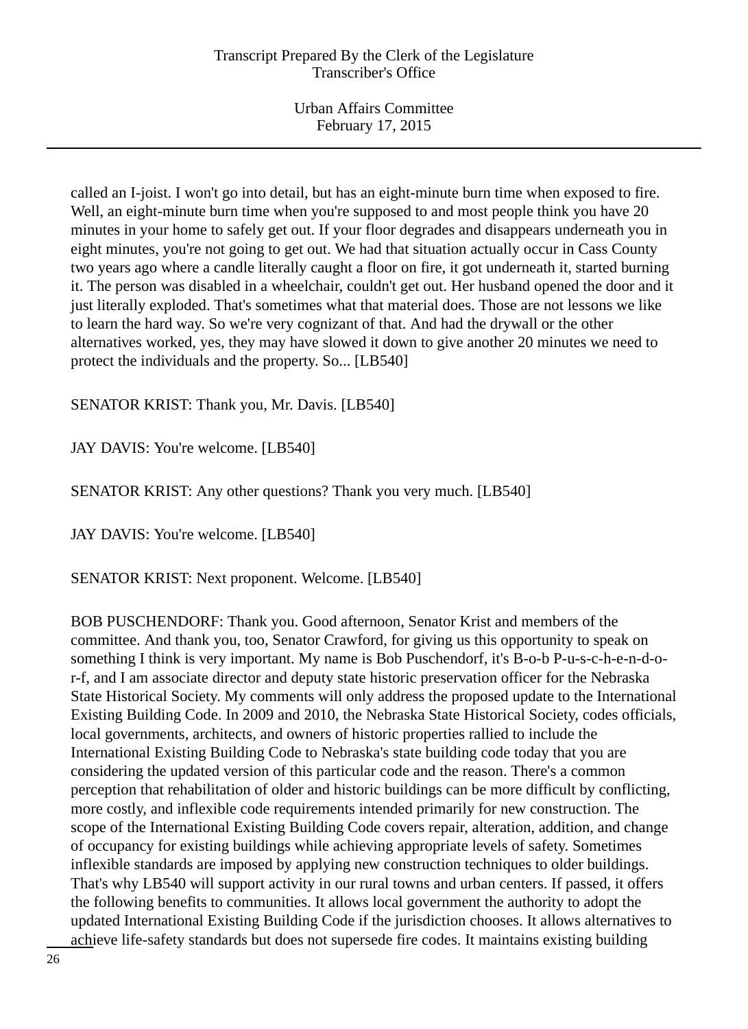called an I-joist. I won't go into detail, but has an eight-minute burn time when exposed to fire. Well, an eight-minute burn time when you're supposed to and most people think you have 20 minutes in your home to safely get out. If your floor degrades and disappears underneath you in eight minutes, you're not going to get out. We had that situation actually occur in Cass County two years ago where a candle literally caught a floor on fire, it got underneath it, started burning it. The person was disabled in a wheelchair, couldn't get out. Her husband opened the door and it just literally exploded. That's sometimes what that material does. Those are not lessons we like to learn the hard way. So we're very cognizant of that. And had the drywall or the other alternatives worked, yes, they may have slowed it down to give another 20 minutes we need to protect the individuals and the property. So... [LB540]

SENATOR KRIST: Thank you, Mr. Davis. [LB540]

JAY DAVIS: You're welcome. [LB540]

SENATOR KRIST: Any other questions? Thank you very much. [LB540]

JAY DAVIS: You're welcome. [LB540]

SENATOR KRIST: Next proponent. Welcome. [LB540]

BOB PUSCHENDORF: Thank you. Good afternoon, Senator Krist and members of the committee. And thank you, too, Senator Crawford, for giving us this opportunity to speak on something I think is very important. My name is Bob Puschendorf, it's B-o-b P-u-s-c-h-e-n-d-o-r-f, and I am associate director and deputy state historic preservation officer for the Nebraska State Historical Society. My comments will only address the proposed update to the International Existing Building Code. In 2009 and 2010, the Nebraska State Historical Society, codes officials, local governments, architects, and owners of historic properties rallied to include the International Existing Building Code to Nebraska's state building code today that you are considering the updated version of this particular code and the reason. There's a common perception that rehabilitation of older and historic buildings can be more difficult by conflicting, more costly, and inflexible code requirements intended primarily for new construction. The scope of the International Existing Building Code covers repair, alteration, addition, and change of occupancy for existing buildings while achieving appropriate levels of safety. Sometimes inflexible standards are imposed by applying new construction techniques to older buildings. That's why LB540 will support activity in our rural towns and urban centers. If passed, it offers the following benefits to communities. It allows local government the authority to adopt the updated International Existing Building Code if the jurisdiction chooses. It allows alternatives to achieve life-safety standards but does not supersede fire codes. It maintains existing building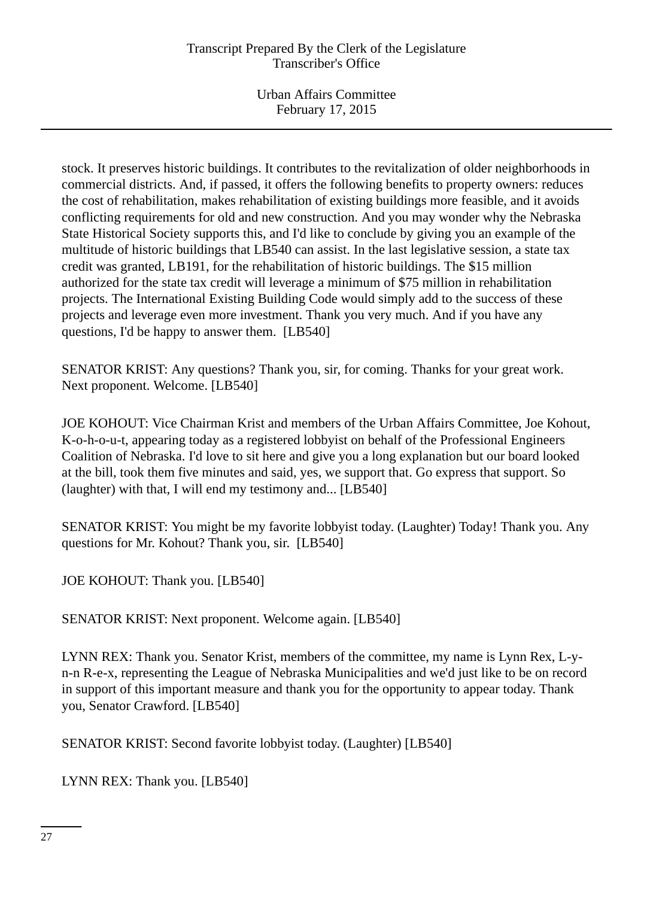stock. It preserves historic buildings. It contributes to the revitalization of older neighborhoods in commercial districts. And, if passed, it offers the following benefits to property owners: reduces the cost of rehabilitation, makes rehabilitation of existing buildings more feasible, and it avoids conflicting requirements for old and new construction. And you may wonder why the Nebraska State Historical Society supports this, and I'd like to conclude by giving you an example of the multitude of historic buildings that LB540 can assist. In the last legislative session, a state tax credit was granted, LB191, for the rehabilitation of historic buildings. The $15 million authorized for the state tax credit will leverage a minimum of $75 million in rehabilitation projects. The International Existing Building Code would simply add to the success of these projects and leverage even more investment. Thank you very much. And if you have any questions, I'd be happy to answer them. [LB540]

SENATOR KRIST: Any questions? Thank you, sir, for coming. Thanks for your great work. Next proponent. Welcome. [LB540]

JOE KOHOUT: Vice Chairman Krist and members of the Urban Affairs Committee, Joe Kohout, K-o-h-o-u-t, appearing today as a registered lobbyist on behalf of the Professional Engineers Coalition of Nebraska. I'd love to sit here and give you a long explanation but our board looked at the bill, took them five minutes and said, yes, we support that. Go express that support. So (laughter) with that, I will end my testimony and... [LB540]

SENATOR KRIST: You might be my favorite lobbyist today. (Laughter) Today! Thank you. Any questions for Mr. Kohout? Thank you, sir. [LB540]

JOE KOHOUT: Thank you. [LB540]

SENATOR KRIST: Next proponent. Welcome again. [LB540]

LYNN REX: Thank you. Senator Krist, members of the committee, my name is Lynn Rex, L-y-n-n R-e-x, representing the League of Nebraska Municipalities and we'd just like to be on record in support of this important measure and thank you for the opportunity to appear today. Thank you, Senator Crawford. [LB540]

SENATOR KRIST: Second favorite lobbyist today. (Laughter) [LB540]

LYNN REX: Thank you. [LB540]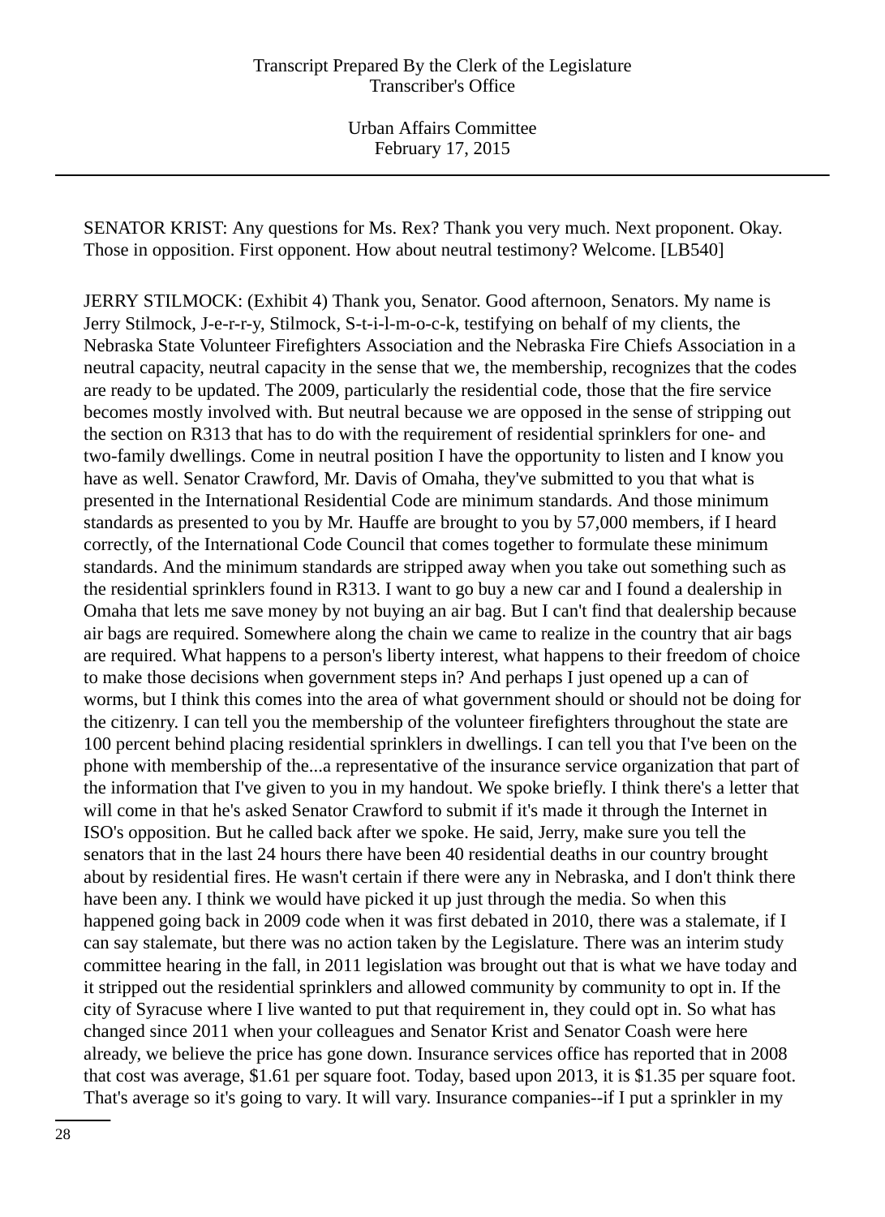SENATOR KRIST: Any questions for Ms. Rex? Thank you very much. Next proponent. Okay. Those in opposition. First opponent. How about neutral testimony? Welcome. [LB540]

JERRY STILMOCK: (Exhibit 4) Thank you, Senator. Good afternoon, Senators. My name is Jerry Stilmock, J-e-r-r-y, Stilmock, S-t-i-l-m-o-c-k, testifying on behalf of my clients, the Nebraska State Volunteer Firefighters Association and the Nebraska Fire Chiefs Association in a neutral capacity, neutral capacity in the sense that we, the membership, recognizes that the codes are ready to be updated. The 2009, particularly the residential code, those that the fire service becomes mostly involved with. But neutral because we are opposed in the sense of stripping out the section on R313 that has to do with the requirement of residential sprinklers for one- and two-family dwellings. Come in neutral position I have the opportunity to listen and I know you have as well. Senator Crawford, Mr. Davis of Omaha, they've submitted to you that what is presented in the International Residential Code are minimum standards. And those minimum standards as presented to you by Mr. Hauffe are brought to you by 57,000 members, if I heard correctly, of the International Code Council that comes together to formulate these minimum standards. And the minimum standards are stripped away when you take out something such as the residential sprinklers found in R313. I want to go buy a new car and I found a dealership in Omaha that lets me save money by not buying an air bag. But I can't find that dealership because air bags are required. Somewhere along the chain we came to realize in the country that air bags are required. What happens to a person's liberty interest, what happens to their freedom of choice to make those decisions when government steps in? And perhaps I just opened up a can of worms, but I think this comes into the area of what government should or should not be doing for the citizenry. I can tell you the membership of the volunteer firefighters throughout the state are 100 percent behind placing residential sprinklers in dwellings. I can tell you that I've been on the phone with membership of the...a representative of the insurance service organization that part of the information that I've given to you in my handout. We spoke briefly. I think there's a letter that will come in that he's asked Senator Crawford to submit if it's made it through the Internet in ISO's opposition. But he called back after we spoke. He said, Jerry, make sure you tell the senators that in the last 24 hours there have been 40 residential deaths in our country brought about by residential fires. He wasn't certain if there were any in Nebraska, and I don't think there have been any. I think we would have picked it up just through the media. So when this happened going back in 2009 code when it was first debated in 2010, there was a stalemate, if I can say stalemate, but there was no action taken by the Legislature. There was an interim study committee hearing in the fall, in 2011 legislation was brought out that is what we have today and it stripped out the residential sprinklers and allowed community by community to opt in. If the city of Syracuse where I live wanted to put that requirement in, they could opt in. So what has changed since 2011 when your colleagues and Senator Krist and Senator Coash were here already, we believe the price has gone down. Insurance services office has reported that in 2008 that cost was average, $1.61 per square foot. Today, based upon 2013, it is $1.35 per square foot. That's average so it's going to vary. It will vary. Insurance companies--if I put a sprinkler in my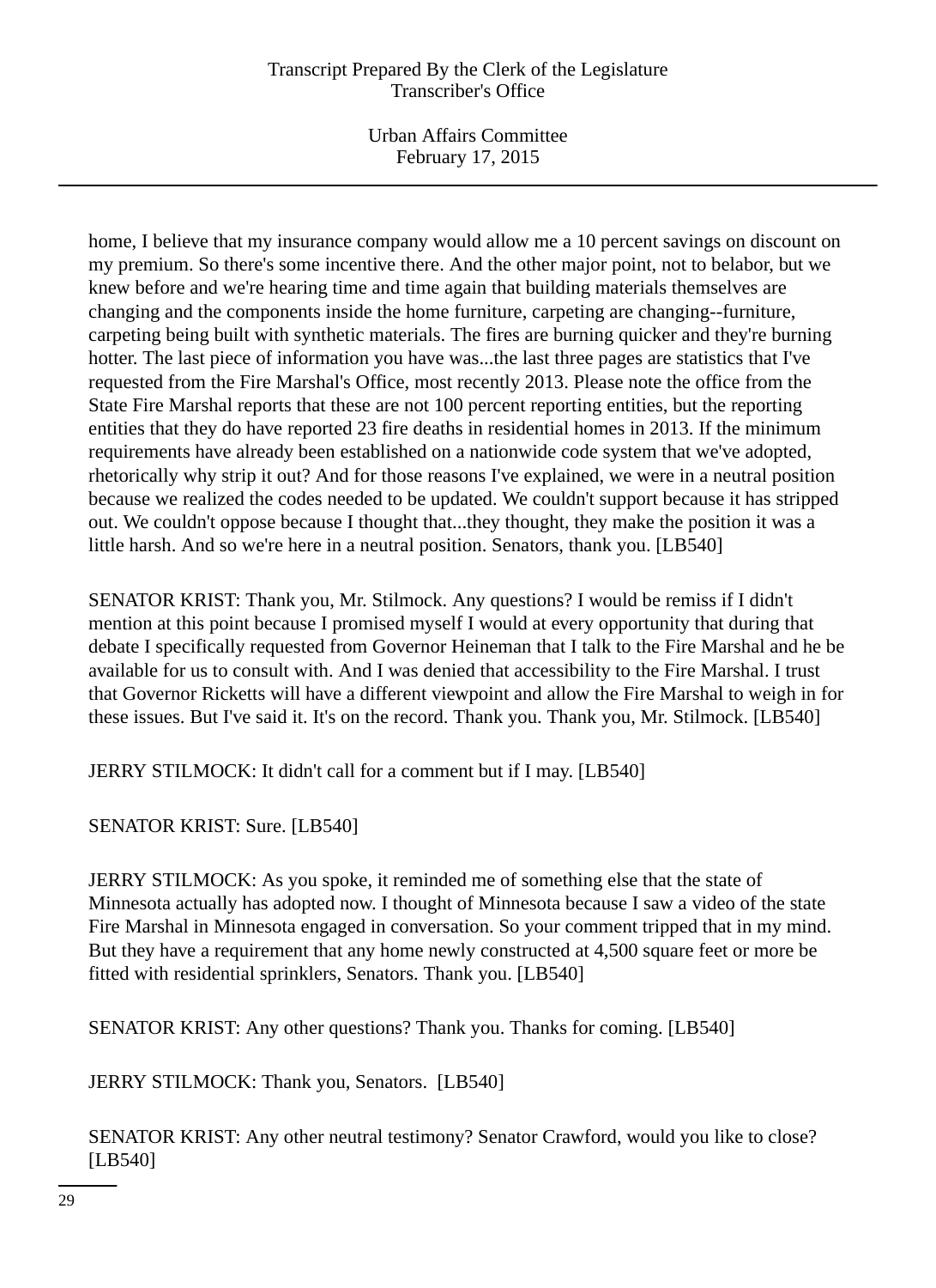home, I believe that my insurance company would allow me a 10 percent savings on discount on my premium. So there's some incentive there. And the other major point, not to belabor, but we knew before and we're hearing time and time again that building materials themselves are changing and the components inside the home furniture, carpeting are changing--furniture, carpeting being built with synthetic materials. The fires are burning quicker and they're burning hotter. The last piece of information you have was...the last three pages are statistics that I've requested from the Fire Marshal's Office, most recently 2013. Please note the office from the State Fire Marshal reports that these are not 100 percent reporting entities, but the reporting entities that they do have reported 23 fire deaths in residential homes in 2013. If the minimum requirements have already been established on a nationwide code system that we've adopted, rhetorically why strip it out? And for those reasons I've explained, we were in a neutral position because we realized the codes needed to be updated. We couldn't support because it has stripped out. We couldn't oppose because I thought that...they thought, they make the position it was a little harsh. And so we're here in a neutral position. Senators, thank you. [LB540]

SENATOR KRIST: Thank you, Mr. Stilmock. Any questions? I would be remiss if I didn't mention at this point because I promised myself I would at every opportunity that during that debate I specifically requested from Governor Heineman that I talk to the Fire Marshal and he be available for us to consult with. And I was denied that accessibility to the Fire Marshal. I trust that Governor Ricketts will have a different viewpoint and allow the Fire Marshal to weigh in for these issues. But I've said it. It's on the record. Thank you. Thank you, Mr. Stilmock. [LB540]

JERRY STILMOCK: It didn't call for a comment but if I may. [LB540]

SENATOR KRIST: Sure. [LB540]

JERRY STILMOCK: As you spoke, it reminded me of something else that the state of Minnesota actually has adopted now. I thought of Minnesota because I saw a video of the state Fire Marshal in Minnesota engaged in conversation. So your comment tripped that in my mind. But they have a requirement that any home newly constructed at 4,500 square feet or more be fitted with residential sprinklers, Senators. Thank you. [LB540]

SENATOR KRIST: Any other questions? Thank you. Thanks for coming. [LB540]

JERRY STILMOCK: Thank you, Senators. [LB540]

SENATOR KRIST: Any other neutral testimony? Senator Crawford, would you like to close? [LB540]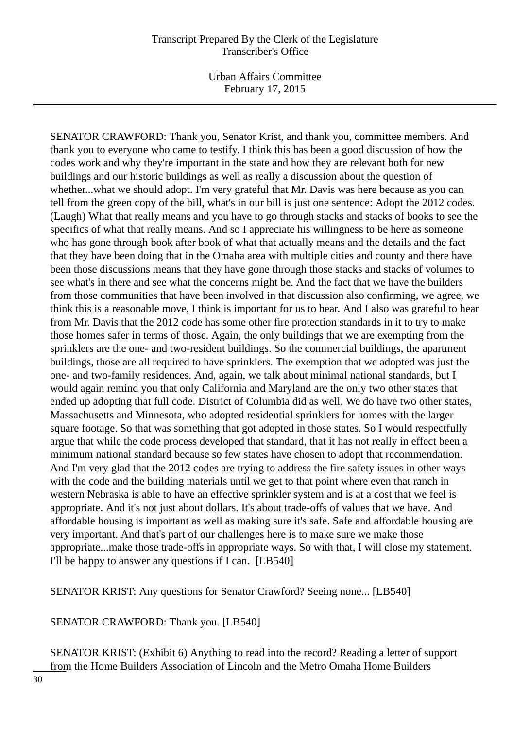SENATOR CRAWFORD: Thank you, Senator Krist, and thank you, committee members. And thank you to everyone who came to testify. I think this has been a good discussion of how the codes work and why they're important in the state and how they are relevant both for new buildings and our historic buildings as well as really a discussion about the question of whether...what we should adopt. I'm very grateful that Mr. Davis was here because as you can tell from the green copy of the bill, what's in our bill is just one sentence: Adopt the 2012 codes. (Laugh) What that really means and you have to go through stacks and stacks of books to see the specifics of what that really means. And so I appreciate his willingness to be here as someone who has gone through book after book of what that actually means and the details and the fact that they have been doing that in the Omaha area with multiple cities and county and there have been those discussions means that they have gone through those stacks and stacks of volumes to see what's in there and see what the concerns might be. And the fact that we have the builders from those communities that have been involved in that discussion also confirming, we agree, we think this is a reasonable move, I think is important for us to hear. And I also was grateful to hear from Mr. Davis that the 2012 code has some other fire protection standards in it to try to make those homes safer in terms of those. Again, the only buildings that we are exempting from the sprinklers are the one- and two-resident buildings. So the commercial buildings, the apartment buildings, those are all required to have sprinklers. The exemption that we adopted was just the one- and two-family residences. And, again, we talk about minimal national standards, but I would again remind you that only California and Maryland are the only two other states that ended up adopting that full code. District of Columbia did as well. We do have two other states, Massachusetts and Minnesota, who adopted residential sprinklers for homes with the larger square footage. So that was something that got adopted in those states. So I would respectfully argue that while the code process developed that standard, that it has not really in effect been a minimum national standard because so few states have chosen to adopt that recommendation. And I'm very glad that the 2012 codes are trying to address the fire safety issues in other ways with the code and the building materials until we get to that point where even that ranch in western Nebraska is able to have an effective sprinkler system and is at a cost that we feel is appropriate. And it's not just about dollars. It's about trade-offs of values that we have. And affordable housing is important as well as making sure it's safe. Safe and affordable housing are very important. And that's part of our challenges here is to make sure we make those appropriate...make those trade-offs in appropriate ways. So with that, I will close my statement. I'll be happy to answer any questions if I can. [LB540]

SENATOR KRIST: Any questions for Senator Crawford? Seeing none... [LB540]

SENATOR CRAWFORD: Thank you. [LB540]

SENATOR KRIST: (Exhibit 6) Anything to read into the record? Reading a letter of support from the Home Builders Association of Lincoln and the Metro Omaha Home Builders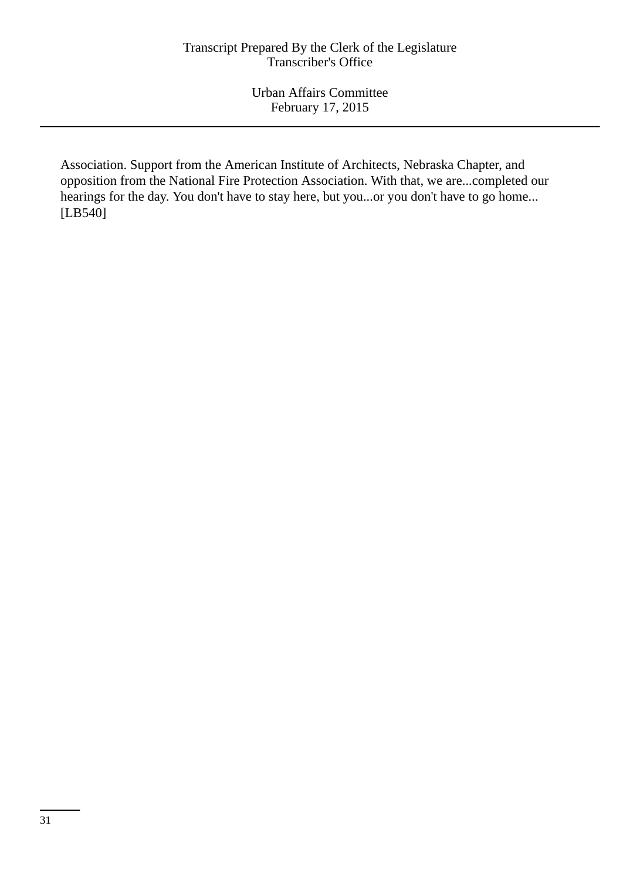Association. Support from the American Institute of Architects, Nebraska Chapter, and opposition from the National Fire Protection Association. With that, we are...completed our hearings for the day. You don't have to stay here, but you...or you don't have to go home... [LB540]